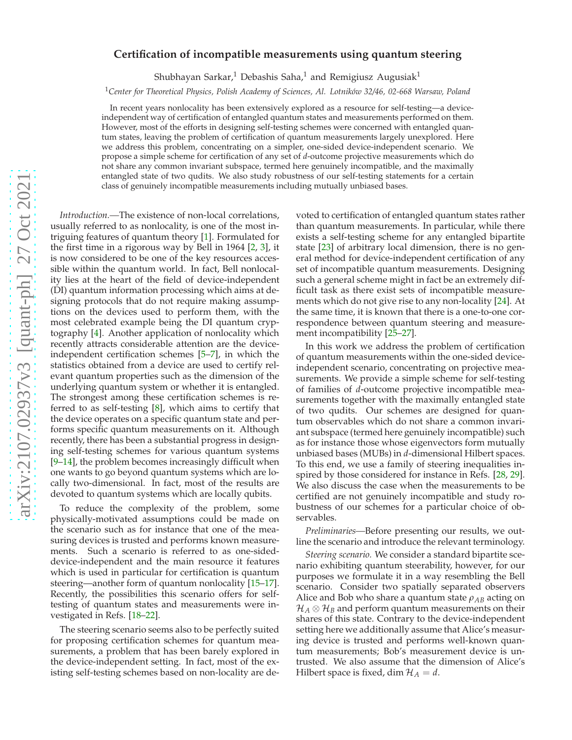# Certification of incompatible measurements using quantum steering

Shubhayan Sarkar,[1] Debashis Saha,[1] and Remigiusz Augusiak[1]

[1] *Center for Theoretical Physics, Polish Academy of Sciences, Al. Lotników 32/46, 02-668 Warsaw, Poland*

In recent years nonlocality has been extensively explored as a resource for self-testing—a device-independent way of certification of entangled quantum states and measurements performed on them. However, most of the efforts in designing self-testing schemes were concerned with entangled quantum states, leaving the problem of certification of quantum measurements largely unexplored. Here we address this problem, concentrating on a simpler, one-sided device-independent scenario. We propose a simple scheme for certification of any set of $d$-outcome projective measurements which do not share any common invariant subspace, termed here genuinely incompatible, and the maximally entangled state of two qudits. We also study robustness of our self-testing statements for a certain class of genuinely incompatible measurements including mutually unbiased bases.

*Introduction.*—The existence of non-local correlations, usually referred to as nonlocality, is one of the most intriguing features of quantum theory [1]. Formulated for the first time in a rigorous way by Bell in 1964 [2, 3], it is now considered to be one of the key resources accessible within the quantum world. In fact, Bell nonlocality lies at the heart of the field of device-independent (DI) quantum information processing which aims at designing protocols that do not require making assumptions on the devices used to perform them, with the most celebrated example being the DI quantum cryptography [4]. Another application of nonlocality which recently attracts considerable attention are the device-independent certification schemes [5–7], in which the statistics obtained from a device are used to certify relevant quantum properties such as the dimension of the underlying quantum system or whether it is entangled. The strongest among these certification schemes is referred to as self-testing [8], which aims to certify that the device operates on a specific quantum state and performs specific quantum measurements on it. Although recently, there has been a substantial progress in designing self-testing schemes for various quantum systems [9–14], the problem becomes increasingly difficult when one wants to go beyond quantum systems which are locally two-dimensional. In fact, most of the results are devoted to quantum systems which are locally qubits.

To reduce the complexity of the problem, some physically-motivated assumptions could be made on the scenario such as for instance that one of the measuring devices is trusted and performs known measurements. Such a scenario is referred to as one-sided-device-independent and the main resource it features which is used in particular for certification is quantum steering—another form of quantum nonlocality [15–17]. Recently, the possibilities this scenario offers for self-testing of quantum states and measurements were investigated in Refs. [18–22].

The steering scenario seems also to be perfectly suited for proposing certification schemes for quantum measurements, a problem that has been barely explored in the device-independent setting. In fact, most of the existing self-testing schemes based on non-locality are devoted to certification of entangled quantum states rather than quantum measurements. In particular, while there exists a self-testing scheme for any entangled bipartite state [23] of arbitrary local dimension, there is no general method for device-independent certification of any set of incompatible quantum measurements. Designing such a general scheme might in fact be an extremely difficult task as there exist sets of incompatible measurements which do not give rise to any non-locality [24]. At the same time, it is known that there is a one-to-one correspondence between quantum steering and measurement incompatibility [25–27].

In this work we address the problem of certification of quantum measurements within the one-sided device-independent scenario, concentrating on projective measurements. We provide a simple scheme for self-testing of families of $d$-outcome projective incompatible measurements together with the maximally entangled state of two qudits. Our schemes are designed for quantum observables which do not share a common invariant subspace (termed here genuinely incompatible) such as for instance those whose eigenvectors form mutually unbiased bases (MUBs) in $d$-dimensional Hilbert spaces. To this end, we use a family of steering inequalities inspired by those considered for instance in Refs. [28, 29]. We also discuss the case when the measurements to be certified are not genuinely incompatible and study robustness of our schemes for a particular choice of observables.

*Preliminaries*—Before presenting our results, we outline the scenario and introduce the relevant terminology.

*Steering scenario.* We consider a standard bipartite scenario exhibiting quantum steerability, however, for our purposes we formulate it in a way resembling the Bell scenario. Consider two spatially separated observers Alice and Bob who share a quantum state $\rho_{AB}$ acting on $\mathcal{H}_A \otimes \mathcal{H}_B$ and perform quantum measurements on their shares of this state. Contrary to the device-independent setting here we additionally assume that Alice's measuring device is trusted and performs well-known quantum measurements; Bob's measurement device is untrusted. We also assume that the dimension of Alice's Hilbert space is fixed, $\dim \mathcal{H}_A = d$.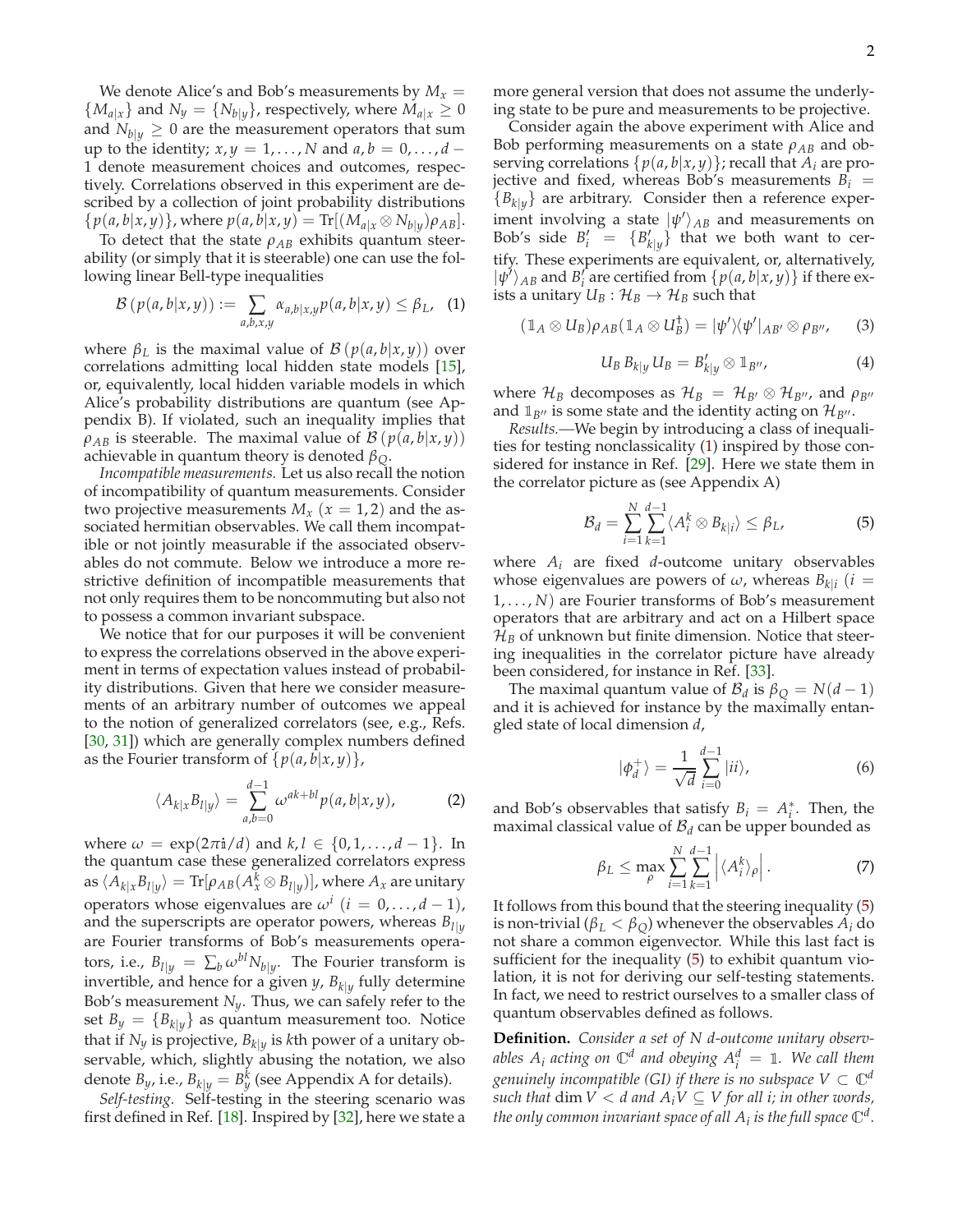We denote Alice's and Bob's measurements by $M_x = \{M_{a|x}\}$ and $N_y = \{N_{b|y}\}$, respectively, where $M_{a|x} \geq 0$ and $N_{b|y} \geq 0$ are the measurement operators that sum up to the identity; $x, y = 1, \ldots, N$ and $a, b = 0, \ldots, d-1$ denote measurement choices and outcomes, respectively. Correlations observed in this experiment are described by a collection of joint probability distributions $\{p(a,b|x,y)\}$, where $p(a,b|x,y) = \mathrm{Tr}[(M_{a|x} \otimes N_{b|y})\rho_{AB}]$.

To detect that the state $\rho_{AB}$ exhibits quantum steerability (or simply that it is steerable) one can use the following linear Bell-type inequalities

$$\mathcal{B}\left(p(a,b|x,y)\right) := \sum_{a,b,x,y} \alpha_{a,b|x,y}\, p(a,b|x,y) \leq \beta_L, \quad (1)$$

where $\beta_L$ is the maximal value of $\mathcal{B}\left(p(a,b|x,y)\right)$ over correlations admitting local hidden state models [15], or, equivalently, local hidden variable models in which Alice's probability distributions are quantum (see Appendix B). If violated, such an inequality implies that $\rho_{AB}$ is steerable. The maximal value of $\mathcal{B}\left(p(a,b|x,y)\right)$ achievable in quantum theory is denoted $\beta_Q$.

*Incompatible measurements.* Let us also recall the notion of incompatibility of quantum measurements. Consider two projective measurements $M_x$ $(x = 1,2)$ and the associated hermitian observables. We call them incompatible or not jointly measurable if the associated observables do not commute. Below we introduce a more restrictive definition of incompatible measurements that not only requires them to be noncommuting but also not to possess a common invariant subspace.

We notice that for our purposes it will be convenient to express the correlations observed in the above experiment in terms of expectation values instead of probability distributions. Given that here we consider measurements of an arbitrary number of outcomes we appeal to the notion of generalized correlators (see, e.g., Refs. [30, 31]) which are generally complex numbers defined as the Fourier transform of $\{p(a,b|x,y)\}$,

$$\langle A_{k|x} B_{l|y} \rangle = \sum_{a,b=0}^{d-1} \omega^{ak+bl} p(a,b|x,y), \quad (2)$$

where $\omega = \exp(2\pi \mathbb{i}/d)$ and $k, l \in \{0, 1, \ldots, d-1\}$. In the quantum case these generalized correlators express as $\langle A_{k|x} B_{l|y} \rangle = \mathrm{Tr}[\rho_{AB}(A_x^k \otimes B_{l|y})]$, where $A_x$ are unitary operators whose eigenvalues are $\omega^i$ $(i = 0, \ldots, d-1)$, and the superscripts are operator powers, whereas $B_{l|y}$ are Fourier transforms of Bob's measurements operators, i.e., $B_{l|y} = \sum_b \omega^{bl} N_{b|y}$. The Fourier transform is invertible, and hence for a given $y$, $B_{k|y}$ fully determine Bob's measurement $N_y$. Thus, we can safely refer to the set $B_y = \{B_{k|y}\}$ as quantum measurement too. Notice that if $N_y$ is projective, $B_{k|y}$ is $k$th power of a unitary observable, which, slightly abusing the notation, we also denote $B_y$, i.e., $B_{k|y} = B_y^k$ (see Appendix A for details).

*Self-testing.* Self-testing in the steering scenario was first defined in Ref. [18]. Inspired by [32], here we state a more general version that does not assume the underlying state to be pure and measurements to be projective.

Consider again the above experiment with Alice and Bob performing measurements on a state $\rho_{AB}$ and observing correlations $\{p(a,b|x,y)\}$; recall that $A_i$ are projective and fixed, whereas Bob's measurements $B_i = \{B_{k|y}\}$ are arbitrary. Consider then a reference experiment involving a state $|\psi'\rangle_{AB}$ and measurements on Bob's side $B_i' = \{B_{k|y}'\}$ that we both want to certify. These experiments are equivalent, or, alternatively, $|\psi'\rangle_{AB}$ and $B_i'$ are certified from $\{p(a,b|x,y)\}$ if there exists a unitary $U_B : \mathcal{H}_B \to \mathcal{H}_B$ such that

$$(\mathbb{1}_A \otimes U_B)\rho_{AB}(\mathbb{1}_A \otimes U_B^\dagger) = |\psi'\rangle\langle\psi'|_{AB'} \otimes \rho_{B''}, \quad (3)$$

$$U_B\, B_{k|y}\, U_B = B_{k|y}' \otimes \mathbb{1}_{B''}, \quad (4)$$

where $\mathcal{H}_B$ decomposes as $\mathcal{H}_B = \mathcal{H}_{B'} \otimes \mathcal{H}_{B''}$, and $\rho_{B''}$ and $\mathbb{1}_{B''}$ is some state and the identity acting on $\mathcal{H}_{B''}$.

*Results.*—We begin by introducing a class of inequalities for testing nonclassicality (1) inspired by those considered for instance in Ref. [29]. Here we state them in the correlator picture as (see Appendix A)

$$\mathcal{B}_d = \sum_{i=1}^{N} \sum_{k=1}^{d-1} \langle A_i^k \otimes B_{k|i} \rangle \leq \beta_L, \quad (5)$$

where $A_i$ are fixed $d$-outcome unitary observables whose eigenvalues are powers of $\omega$, whereas $B_{k|i}$ $(i = 1, \ldots, N)$ are Fourier transforms of Bob's measurement operators that are arbitrary and act on a Hilbert space $\mathcal{H}_B$ of unknown but finite dimension. Notice that steering inequalities in the correlator picture have already been considered, for instance in Ref. [33].

The maximal quantum value of $\mathcal{B}_d$ is $\beta_Q = N(d-1)$ and it is achieved for instance by the maximally entangled state of local dimension $d$,

$$|\phi_d^+\rangle = \frac{1}{\sqrt{d}} \sum_{i=0}^{d-1} |ii\rangle, \quad (6)$$

and Bob's observables that satisfy $B_i = A_i^*$. Then, the maximal classical value of $\mathcal{B}_d$ can be upper bounded as

$$\beta_L \leq \max_\rho \sum_{i=1}^{N} \sum_{k=1}^{d-1} \left| \langle A_i^k \rangle_\rho \right|. \quad (7)$$

It follows from this bound that the steering inequality (5) is non-trivial ($\beta_L < \beta_Q$) whenever the observables $A_i$ do not share a common eigenvector. While this last fact is sufficient for the inequality (5) to exhibit quantum violation, it is not for deriving our self-testing statements. In fact, we need to restrict ourselves to a smaller class of quantum observables defined as follows.

**Definition.** *Consider a set of $N$ $d$-outcome unitary observables $A_i$ acting on $\mathbb{C}^d$ and obeying $A_i^d = \mathbb{1}$. We call them genuinely incompatible (GI) if there is no subspace $V \subset \mathbb{C}^d$ such that $\dim V < d$ and $A_i V \subseteq V$ for all $i$; in other words, the only common invariant space of all $A_i$ is the full space $\mathbb{C}^d$.*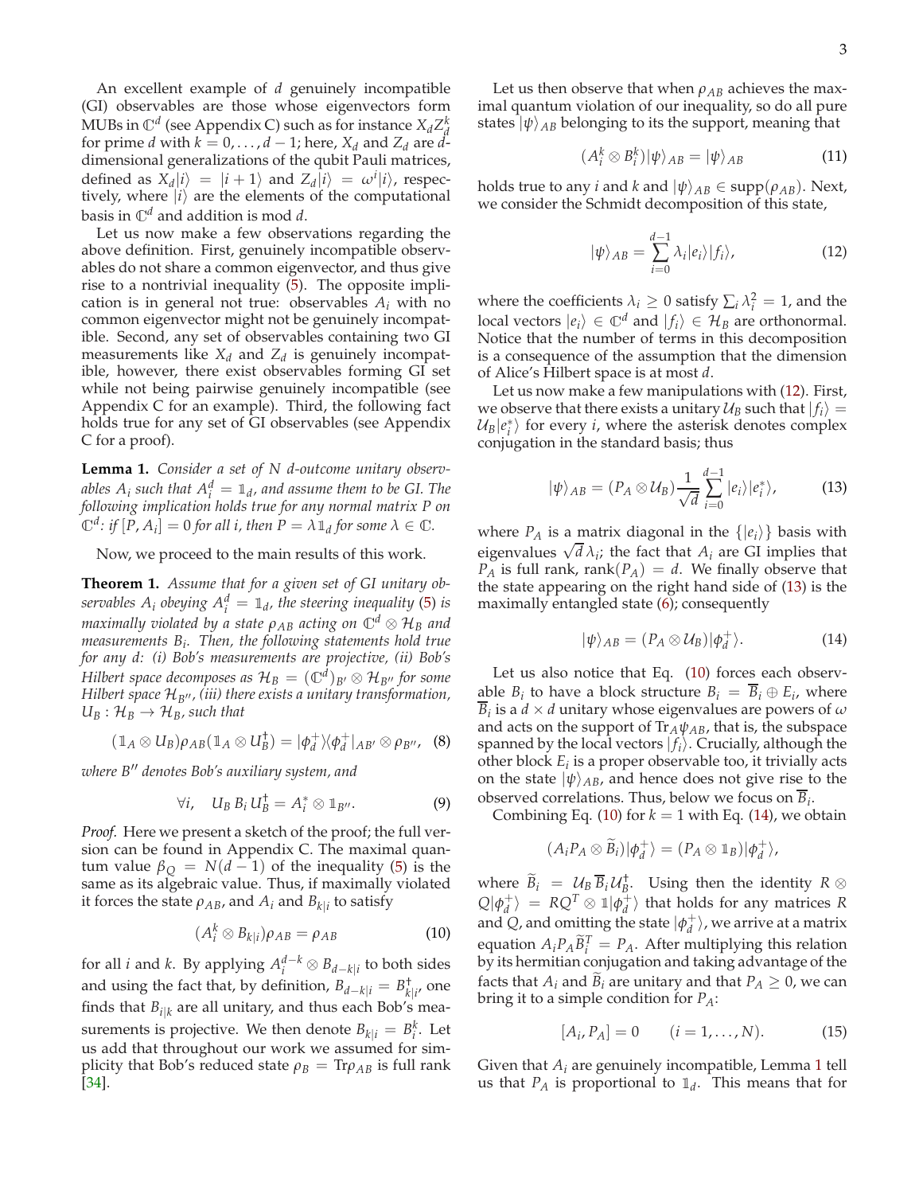An excellent example of $d$ genuinely incompatible (GI) observables are those whose eigenvectors form MUBs in $\mathbb{C}^d$ (see Appendix C) such as for instance $X_d Z_d^k$ for prime $d$ with $k = 0, \ldots, d-1$; here, $X_d$ and $Z_d$ are $d$-dimensional generalizations of the qubit Pauli matrices, defined as $X_d|i\rangle = |i+1\rangle$ and $Z_d|i\rangle = \omega^i|i\rangle$, respectively, where $|i\rangle$ are the elements of the computational basis in $\mathbb{C}^d$ and addition is mod $d$.

Let us now make a few observations regarding the above definition. First, genuinely incompatible observables do not share a common eigenvector, and thus give rise to a nontrivial inequality (5). The opposite implication is in general not true: observables $A_i$ with no common eigenvector might not be genuinely incompatible. Second, any set of observables containing two GI measurements like $X_d$ and $Z_d$ is genuinely incompatible, however, there exist observables forming GI set while not being pairwise genuinely incompatible (see Appendix C for an example). Third, the following fact holds true for any set of GI observables (see Appendix C for a proof).

**Lemma 1.** *Consider a set of $N$ $d$-outcome unitary observables $A_i$ such that $A_i^d = \mathbb{1}_d$, and assume them to be GI. The following implication holds true for any normal matrix $P$ on $\mathbb{C}^d$: if $[P, A_i] = 0$ for all $i$, then $P = \lambda \mathbb{1}_d$ for some $\lambda \in \mathbb{C}$.*

Now, we proceed to the main results of this work.

**Theorem 1.** *Assume that for a given set of GI unitary observables $A_i$ obeying $A_i^d = \mathbb{1}_d$, the steering inequality (5) is maximally violated by a state $\rho_{AB}$ acting on $\mathbb{C}^d \otimes \mathcal{H}_B$ and measurements $B_i$. Then, the following statements hold true for any $d$: (i) Bob's measurements are projective, (ii) Bob's Hilbert space decomposes as $\mathcal{H}_B = (\mathbb{C}^d)_{B'} \otimes \mathcal{H}_{B''}$ for some Hilbert space $\mathcal{H}_{B''}$, (iii) there exists a unitary transformation, $U_B : \mathcal{H}_B \to \mathcal{H}_B$, such that*

$$(\mathbb{1}_A \otimes U_B)\rho_{AB}(\mathbb{1}_A \otimes U_B^\dagger) = |\phi_d^+\rangle\langle\phi_d^+|_{AB'} \otimes \rho_{B''}, \quad (8)$$

*where $B''$ denotes Bob's auxiliary system, and*

$$\forall i, \quad U_B \, B_i \, U_B^\dagger = A_i^* \otimes \mathbb{1}_{B''}. \quad (9)$$

*Proof.* Here we present a sketch of the proof; the full version can be found in Appendix C. The maximal quantum value $\beta_Q = N(d-1)$ of the inequality (5) is the same as its algebraic value. Thus, if maximally violated it forces the state $\rho_{AB}$, and $A_i$ and $B_{k|i}$ to satisfy

$$(A_i^k \otimes B_{k|i})\rho_{AB} = \rho_{AB} \quad (10)$$

for all $i$ and $k$. By applying $A_i^{d-k} \otimes B_{d-k|i}$ to both sides and using the fact that, by definition, $B_{d-k|i} = B_{k|i}^\dagger$, one finds that $B_{i|k}$ are all unitary, and thus each Bob's measurements is projective. We then denote $B_{k|i} = B_i^k$. Let us add that throughout our work we assumed for simplicity that Bob's reduced state $\rho_B = \mathrm{Tr}\rho_{AB}$ is full rank [34].

Let us then observe that when $\rho_{AB}$ achieves the maximal quantum violation of our inequality, so do all pure states $|\psi\rangle_{AB}$ belonging to its the support, meaning that

$$(A_i^k \otimes B_i^k)|\psi\rangle_{AB} = |\psi\rangle_{AB} \quad (11)$$

holds true to any $i$ and $k$ and $|\psi\rangle_{AB} \in \mathrm{supp}(\rho_{AB})$. Next, we consider the Schmidt decomposition of this state,

$$|\psi\rangle_{AB} = \sum_{i=0}^{d-1} \lambda_i |e_i\rangle|f_i\rangle, \quad (12)$$

where the coefficients $\lambda_i \geq 0$ satisfy $\sum_i \lambda_i^2 = 1$, and the local vectors $|e_i\rangle \in \mathbb{C}^d$ and $|f_i\rangle \in \mathcal{H}_B$ are orthonormal. Notice that the number of terms in this decomposition is a consequence of the assumption that the dimension of Alice's Hilbert space is at most $d$.

Let us now make a few manipulations with (12). First, we observe that there exists a unitary $\mathcal{U}_B$ such that $|f_i\rangle = \mathcal{U}_B|e_i^*\rangle$ for every $i$, where the asterisk denotes complex conjugation in the standard basis; thus

$$|\psi\rangle_{AB} = (P_A \otimes \mathcal{U}_B)\frac{1}{\sqrt{d}}\sum_{i=0}^{d-1} |e_i\rangle|e_i^*\rangle, \quad (13)$$

where $P_A$ is a matrix diagonal in the $\{|e_i\rangle\}$ basis with eigenvalues $\sqrt{d}\,\lambda_i$; the fact that $A_i$ are GI implies that $P_A$ is full rank, $\mathrm{rank}(P_A) = d$. We finally observe that the state appearing on the right hand side of (13) is the maximally entangled state (6); consequently

$$|\psi\rangle_{AB} = (P_A \otimes \mathcal{U}_B)|\phi_d^+\rangle. \quad (14)$$

Let us also notice that Eq. (10) forces each observable $B_i$ to have a block structure $B_i = \overline{B}_i \oplus E_i$, where $\overline{B}_i$ is a $d \times d$ unitary whose eigenvalues are powers of $\omega$ and acts on the support of $\mathrm{Tr}_A\psi_{AB}$, that is, the subspace spanned by the local vectors $|f_i\rangle$. Crucially, although the other block $E_i$ is a proper observable too, it trivially acts on the state $|\psi\rangle_{AB}$, and hence does not give rise to the observed correlations. Thus, below we focus on $\overline{B}_i$.

Combining Eq. (10) for $k = 1$ with Eq. (14), we obtain

$$(A_i P_A \otimes \widetilde{B}_i)|\phi_d^+\rangle = (P_A \otimes \mathbb{1}_B)|\phi_d^+\rangle,$$

where $\widetilde{B}_i = \mathcal{U}_B\,\overline{B}_i\,\mathcal{U}_B^\dagger$. Using then the identity $R \otimes Q|\phi_d^+\rangle = RQ^T \otimes \mathbb{1}|\phi_d^+\rangle$ that holds for any matrices $R$ and $Q$, and omitting the state $|\phi_d^+\rangle$, we arrive at a matrix equation $A_i P_A \widetilde{B}_i^T = P_A$. After multiplying this relation by its hermitian conjugation and taking advantage of the facts that $A_i$ and $\widetilde{B}_i$ are unitary and that $P_A \geq 0$, we can bring it to a simple condition for $P_A$:

$$[A_i, P_A] = 0 \qquad (i = 1, \ldots, N). \quad (15)$$

Given that $A_i$ are genuinely incompatible, Lemma 1 tell us that $P_A$ is proportional to $\mathbb{1}_d$. This means that for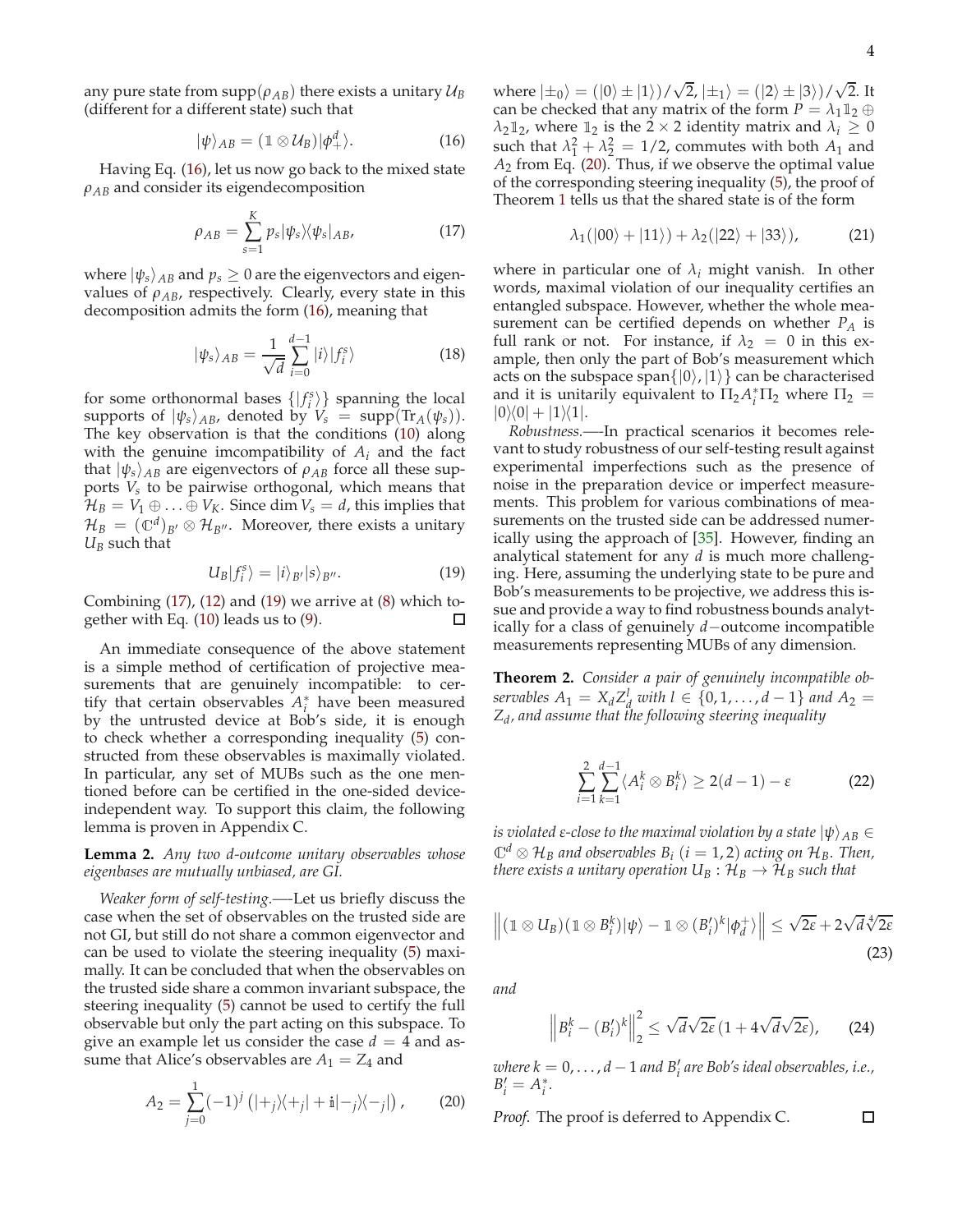any pure state from $\text{supp}(\rho_{AB})$ there exists a unitary $\mathcal{U}_B$ (different for a different state) such that

$$|\psi\rangle_{AB} = (\mathbb{1} \otimes \mathcal{U}_B)|\phi_+^d\rangle. \tag{16}$$

Having Eq. (16), let us now go back to the mixed state $\rho_{AB}$ and consider its eigendecomposition

$$\rho_{AB} = \sum_{s=1}^{K} p_s |\psi_s\rangle\langle\psi_s|_{AB}, \tag{17}$$

where $|\psi_s\rangle_{AB}$ and $p_s \geq 0$ are the eigenvectors and eigenvalues of $\rho_{AB}$, respectively. Clearly, every state in this decomposition admits the form (16), meaning that

$$|\psi_s\rangle_{AB} = \frac{1}{\sqrt{d}} \sum_{i=0}^{d-1} |i\rangle|f_i^s\rangle \tag{18}$$

for some orthonormal bases $\{|f_i^s\rangle\}$ spanning the local supports of $|\psi_s\rangle_{AB}$, denoted by $V_s = \text{supp}(\text{Tr}_A(\psi_s))$. The key observation is that the conditions (10) along with the genuine imcompatibility of $A_i$ and the fact that $|\psi_s\rangle_{AB}$ are eigenvectors of $\rho_{AB}$ force all these supports $V_s$ to be pairwise orthogonal, which means that $\mathcal{H}_B = V_1 \oplus \ldots \oplus V_K$. Since $\dim V_s = d$, this implies that $\mathcal{H}_B = (\mathbb{C}^d)_{B'} \otimes \mathcal{H}_{B''}$. Moreover, there exists a unitary $U_B$ such that

$$U_B|f_i^s\rangle = |i\rangle_{B'}|s\rangle_{B''}. \tag{19}$$

Combining (17), (12) and (19) we arrive at (8) which together with Eq. (10) leads us to (9). ◻

An immediate consequence of the above statement is a simple method of certification of projective measurements that are genuinely incompatible: to certify that certain observables $A_i^*$ have been measured by the untrusted device at Bob's side, it is enough to check whether a corresponding inequality (5) constructed from these observables is maximally violated. In particular, any set of MUBs such as the one mentioned before can be certified in the one-sided device-independent way. To support this claim, the following lemma is proven in Appendix C.

**Lemma 2.** *Any two d-outcome unitary observables whose eigenbases are mutually unbiased, are GI.*

*Weaker form of self-testing.*—Let us briefly discuss the case when the set of observables on the trusted side are not GI, but still do not share a common eigenvector and can be used to violate the steering inequality (5) maximally. It can be concluded that when the observables on the trusted side share a common invariant subspace, the steering inequality (5) cannot be used to certify the full observable but only the part acting on this subspace. To give an example let us consider the case $d = 4$ and assume that Alice's observables are $A_1 = Z_4$ and

$$A_2 = \sum_{j=0}^{1} (-1)^j \left( |+_j\rangle\langle +_j| + \mathbb{i}|-_j\rangle\langle -_j| \right), \tag{20}$$

where $|\pm_0\rangle = (|0\rangle \pm |1\rangle)/\sqrt{2}$, $|\pm_1\rangle = (|2\rangle \pm |3\rangle)/\sqrt{2}$. It can be checked that any matrix of the form $P = \lambda_1 \mathbb{1}_2 \oplus \lambda_2 \mathbb{1}_2$, where $\mathbb{1}_2$ is the $2 \times 2$ identity matrix and $\lambda_i \geq 0$ such that $\lambda_1^2 + \lambda_2^2 = 1/2$, commutes with both $A_1$ and $A_2$ from Eq. (20). Thus, if we observe the optimal value of the corresponding steering inequality (5), the proof of Theorem 1 tells us that the shared state is of the form

$$\lambda_1(|00\rangle + |11\rangle) + \lambda_2(|22\rangle + |33\rangle), \tag{21}$$

where in particular one of $\lambda_i$ might vanish. In other words, maximal violation of our inequality certifies an entangled subspace. However, whether the whole measurement can be certified depends on whether $P_A$ is full rank or not. For instance, if $\lambda_2 = 0$ in this example, then only the part of Bob's measurement which acts on the subspace $\text{span}\{|0\rangle, |1\rangle\}$ can be characterised and it is unitarily equivalent to $\Pi_2 A_i^* \Pi_2$ where $\Pi_2 = |0\rangle\langle 0| + |1\rangle\langle 1|$.

*Robustness.*—In practical scenarios it becomes relevant to study robustness of our self-testing result against experimental imperfections such as the presence of noise in the preparation device or imperfect measurements. This problem for various combinations of measurements on the trusted side can be addressed numerically using the approach of [35]. However, finding an analytical statement for any $d$ is much more challenging. Here, assuming the underlying state to be pure and Bob's measurements to be projective, we address this issue and provide a way to find robustness bounds analytically for a class of genuinely $d-$outcome incompatible measurements representing MUBs of any dimension.

**Theorem 2.** *Consider a pair of genuinely incompatible observables $A_1 = X_d Z_d^l$ with $l \in \{0, 1, \ldots, d-1\}$ and $A_2 = Z_d$, and assume that the following steering inequality*

$$\sum_{i=1}^{2} \sum_{k=1}^{d-1} \langle A_i^k \otimes B_i^k \rangle \geq 2(d-1) - \varepsilon \tag{22}$$

*is violated ε-close to the maximal violation by a state $|\psi\rangle_{AB} \in \mathbb{C}^d \otimes \mathcal{H}_B$ and observables $B_i$ $(i = 1, 2)$ acting on $\mathcal{H}_B$. Then, there exists a unitary operation $U_B : \mathcal{H}_B \to \mathcal{H}_B$ such that*

$$\left\| (\mathbb{1} \otimes U_B)(\mathbb{1} \otimes B_i^k)|\psi\rangle - \mathbb{1} \otimes (B_i')^k |\phi_d^+\rangle \right\| \leq \sqrt{2\varepsilon} + 2\sqrt{d}\sqrt[4]{2\varepsilon} \tag{23}$$

*and*

$$\left\| B_i^k - (B_i')^k \right\|_2^2 \leq \sqrt{d}\sqrt{2\varepsilon}\,(1 + 4\sqrt{d}\sqrt{2\varepsilon}), \tag{24}$$

*where $k = 0, \ldots, d-1$ and $B_i'$ are Bob's ideal observables, i.e., $B_i' = A_i^*$.*

*Proof.* The proof is deferred to Appendix C. ◻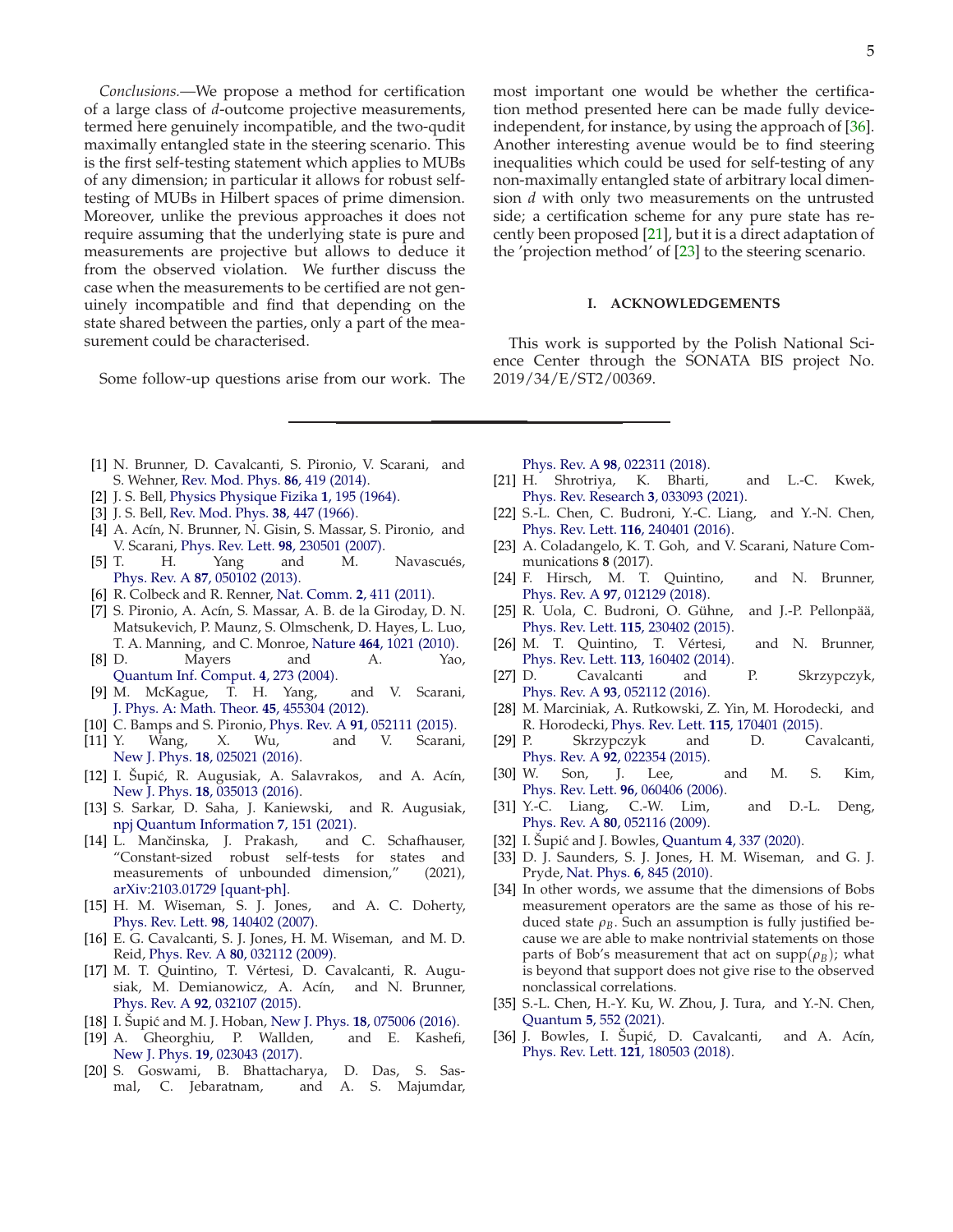*Conclusions.*—We propose a method for certification of a large class of $d$-outcome projective measurements, termed here genuinely incompatible, and the two-qudit maximally entangled state in the steering scenario. This is the first self-testing statement which applies to MUBs of any dimension; in particular it allows for robust self-testing of MUBs in Hilbert spaces of prime dimension. Moreover, unlike the previous approaches it does not require assuming that the underlying state is pure and measurements are projective but allows to deduce it from the observed violation. We further discuss the case when the measurements to be certified are not genuinely incompatible and find that depending on the state shared between the parties, only a part of the measurement could be characterised.

Some follow-up questions arise from our work. The most important one would be whether the certification method presented here can be made fully device-independent, for instance, by using the approach of [36]. Another interesting avenue would be to find steering inequalities which could be used for self-testing of any non-maximally entangled state of arbitrary local dimension $d$ with only two measurements on the untrusted side; a certification scheme for any pure state has recently been proposed [21], but it is a direct adaptation of the 'projection method' of [23] to the steering scenario.

## I. ACKNOWLEDGEMENTS

This work is supported by the Polish National Science Center through the SONATA BIS project No. 2019/34/E/ST2/00369.

---

[1] N. Brunner, D. Cavalcanti, S. Pironio, V. Scarani, and S. Wehner, Rev. Mod. Phys. **86**, 419 (2014).
[2] J. S. Bell, Physics Physique Fizika **1**, 195 (1964).
[3] J. S. Bell, Rev. Mod. Phys. **38**, 447 (1966).
[4] A. Acín, N. Brunner, N. Gisin, S. Massar, S. Pironio, and V. Scarani, Phys. Rev. Lett. **98**, 230501 (2007).
[5] T. H. Yang and M. Navascués, Phys. Rev. A **87**, 050102 (2013).
[6] R. Colbeck and R. Renner, Nat. Comm. **2**, 411 (2011).
[7] S. Pironio, A. Acín, S. Massar, A. B. de la Giroday, D. N. Matsukevich, P. Maunz, S. Olmschenk, D. Hayes, L. Luo, T. A. Manning, and C. Monroe, Nature **464**, 1021 (2010).
[8] D. Mayers and A. Yao, Quantum Inf. Comput. **4**, 273 (2004).
[9] M. McKague, T. H. Yang, and V. Scarani, J. Phys. A: Math. Theor. **45**, 455304 (2012).
[10] C. Bamps and S. Pironio, Phys. Rev. A **91**, 052111 (2015).
[11] Y. Wang, X. Wu, and V. Scarani, New J. Phys. **18**, 025021 (2016).
[12] I. Šupić, R. Augusiak, A. Salavrakos, and A. Acín, New J. Phys. **18**, 035013 (2016).
[13] S. Sarkar, D. Saha, J. Kaniewski, and R. Augusiak, npj Quantum Information **7**, 151 (2021).
[14] L. Mančinska, J. Prakash, and C. Schafhauser, "Constant-sized robust self-tests for states and measurements of unbounded dimension," (2021), arXiv:2103.01729 [quant-ph].
[15] H. M. Wiseman, S. J. Jones, and A. C. Doherty, Phys. Rev. Lett. **98**, 140402 (2007).
[16] E. G. Cavalcanti, S. J. Jones, H. M. Wiseman, and M. D. Reid, Phys. Rev. A **80**, 032112 (2009).
[17] M. T. Quintino, T. Vértesi, D. Cavalcanti, R. Augusiak, M. Demianowicz, A. Acín, and N. Brunner, Phys. Rev. A **92**, 032107 (2015).
[18] I. Šupić and M. J. Hoban, New J. Phys. **18**, 075006 (2016).
[19] A. Gheorghiu, P. Wallden, and E. Kashefi, New J. Phys. **19**, 023043 (2017).
[20] S. Goswami, B. Bhattacharya, D. Das, S. Sasmal, C. Jebaratnam, and A. S. Majumdar, Phys. Rev. A **98**, 022311 (2018).
[21] H. Shrotriya, K. Bharti, and L.-C. Kwek, Phys. Rev. Research **3**, 033093 (2021).
[22] S.-L. Chen, C. Budroni, Y.-C. Liang, and Y.-N. Chen, Phys. Rev. Lett. **116**, 240401 (2016).
[23] A. Coladangelo, K. T. Goh, and V. Scarani, Nature Communications **8** (2017).
[24] F. Hirsch, M. T. Quintino, and N. Brunner, Phys. Rev. A **97**, 012129 (2018).
[25] R. Uola, C. Budroni, O. Gühne, and J.-P. Pellonpää, Phys. Rev. Lett. **115**, 230402 (2015).
[26] M. T. Quintino, T. Vértesi, and N. Brunner, Phys. Rev. Lett. **113**, 160402 (2014).
[27] D. Cavalcanti and P. Skrzypczyk, Phys. Rev. A **93**, 052112 (2016).
[28] M. Marciniak, A. Rutkowski, Z. Yin, M. Horodecki, and R. Horodecki, Phys. Rev. Lett. **115**, 170401 (2015).
[29] P. Skrzypczyk and D. Cavalcanti, Phys. Rev. A **92**, 022354 (2015).
[30] W. Son, J. Lee, and M. S. Kim, Phys. Rev. Lett. **96**, 060406 (2006).
[31] Y.-C. Liang, C.-W. Lim, and D.-L. Deng, Phys. Rev. A **80**, 052116 (2009).
[32] I. Šupić and J. Bowles, Quantum **4**, 337 (2020).
[33] D. J. Saunders, S. J. Jones, H. M. Wiseman, and G. J. Pryde, Nat. Phys. **6**, 845 (2010).
[34] In other words, we assume that the dimensions of Bobs measurement operators are the same as those of his reduced state $\rho_B$. Such an assumption is fully justified because we are able to make nontrivial statements on those parts of Bob's measurement that act on $\mathrm{supp}(\rho_B)$; what is beyond that support does not give rise to the observed nonclassical correlations.
[35] S.-L. Chen, H.-Y. Ku, W. Zhou, J. Tura, and Y.-N. Chen, Quantum **5**, 552 (2021).
[36] J. Bowles, I. Šupić, D. Cavalcanti, and A. Acín, Phys. Rev. Lett. **121**, 180503 (2018).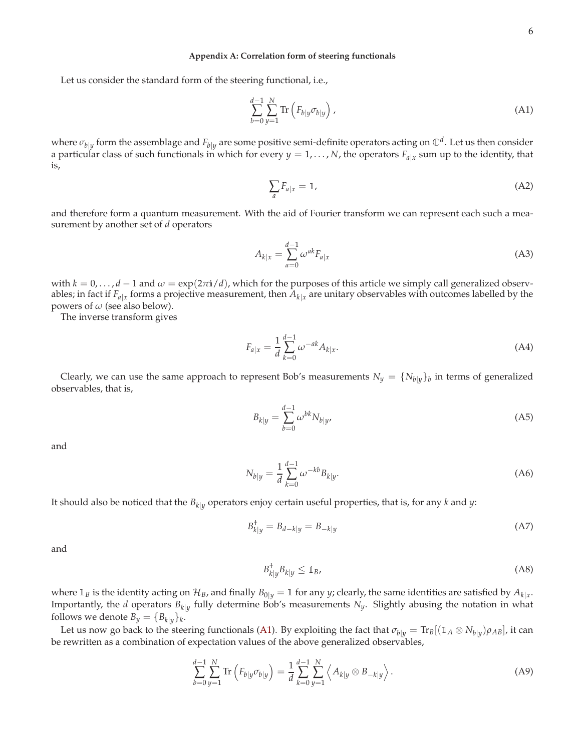### Appendix A: Correlation form of steering functionals

Let us consider the standard form of the steering functional, i.e.,

$$\sum_{b=0}^{d-1}\sum_{y=1}^{N}\mathrm{Tr}\left(F_{b|y}\sigma_{b|y}\right), \tag{A1}$$

where $\sigma_{b|y}$ form the assemblage and $F_{b|y}$ are some positive semi-definite operators acting on $\mathbb{C}^d$. Let us then consider a particular class of such functionals in which for every $y = 1,\ldots,N$, the operators $F_{a|x}$ sum up to the identity, that is,

$$\sum_a F_{a|x} = \mathbb{1}, \tag{A2}$$

and therefore form a quantum measurement. With the aid of Fourier transform we can represent each such a measurement by another set of $d$ operators

$$A_{k|x} = \sum_{a=0}^{d-1}\omega^{ak}F_{a|x} \tag{A3}$$

with $k = 0,\ldots,d-1$ and $\omega = \exp(2\pi\mathbb{i}/d)$, which for the purposes of this article we simply call generalized observables; in fact if $F_{a|x}$ forms a projective measurement, then $A_{k|x}$ are unitary observables with outcomes labelled by the powers of $\omega$ (see also below).

The inverse transform gives

$$F_{a|x} = \frac{1}{d}\sum_{k=0}^{d-1}\omega^{-ak}A_{k|x}. \tag{A4}$$

Clearly, we can use the same approach to represent Bob's measurements $N_y = \{N_{b|y}\}_b$ in terms of generalized observables, that is,

$$B_{k|y} = \sum_{b=0}^{d-1}\omega^{bk}N_{b|y}, \tag{A5}$$

and

$$N_{b|y} = \frac{1}{d}\sum_{k=0}^{d-1}\omega^{-kb}B_{k|y}. \tag{A6}$$

It should also be noticed that the $B_{k|y}$ operators enjoy certain useful properties, that is, for any $k$ and $y$:

$$B_{k|y}^{\dagger} = B_{d-k|y} = B_{-k|y} \tag{A7}$$

and

$$B_{k|y}^{\dagger}B_{k|y} \leq \mathbb{1}_B, \tag{A8}$$

where $\mathbb{1}_B$ is the identity acting on $\mathcal{H}_B$, and finally $B_{0|y} = \mathbb{1}$ for any $y$; clearly, the same identities are satisfied by $A_{k|x}$. Importantly, the $d$ operators $B_{k|y}$ fully determine Bob's measurements $N_y$. Slightly abusing the notation in what follows we denote $B_y = \{B_{k|y}\}_k$.

Let us now go back to the steering functionals (A1). By exploiting the fact that $\sigma_{b|y} = \mathrm{Tr}_B[(\mathbb{1}_A \otimes N_{b|y})\rho_{AB}]$, it can be rewritten as a combination of expectation values of the above generalized observables,

$$\sum_{b=0}^{d-1}\sum_{y=1}^{N}\mathrm{Tr}\left(F_{b|y}\sigma_{b|y}\right) = \frac{1}{d}\sum_{k=0}^{d-1}\sum_{y=1}^{N}\left\langle A_{k|y}\otimes B_{-k|y}\right\rangle. \tag{A9}$$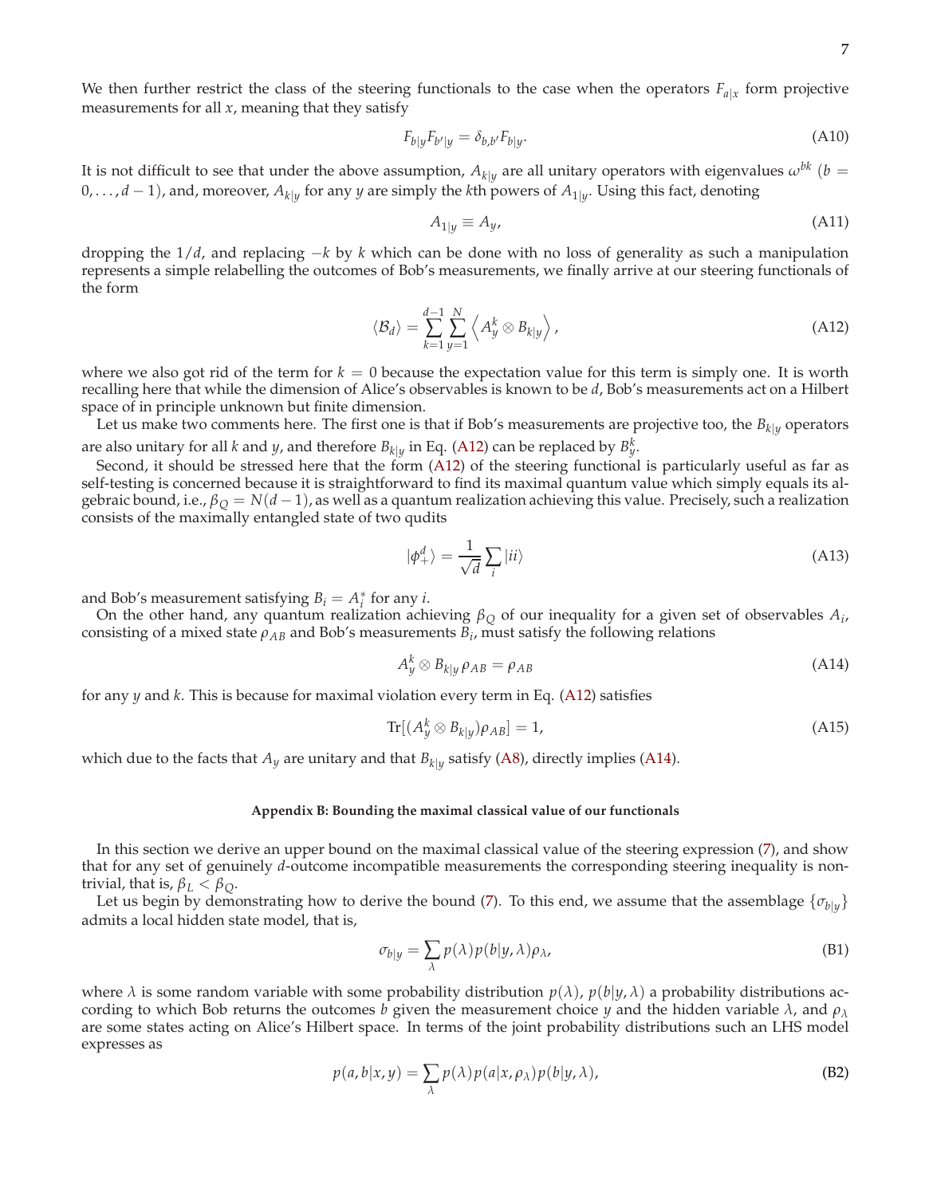We then further restrict the class of the steering functionals to the case when the operators $F_{a|x}$ form projective measurements for all $x$, meaning that they satisfy

$$F_{b|y}F_{b'|y} = \delta_{b,b'}F_{b|y}. \tag{A10}$$

It is not difficult to see that under the above assumption, $A_{k|y}$ are all unitary operators with eigenvalues $\omega^{bk}$ ($b = 0,\ldots,d-1$), and, moreover, $A_{k|y}$ for any $y$ are simply the $k$th powers of $A_{1|y}$. Using this fact, denoting

$$A_{1|y} \equiv A_y, \tag{A11}$$

dropping the $1/d$, and replacing $-k$ by $k$ which can be done with no loss of generality as such a manipulation represents a simple relabelling the outcomes of Bob's measurements, we finally arrive at our steering functionals of the form

$$\langle \mathcal{B}_d \rangle = \sum_{k=1}^{d-1}\sum_{y=1}^{N}\left\langle A_y^k \otimes B_{k|y}\right\rangle, \tag{A12}$$

where we also got rid of the term for $k = 0$ because the expectation value for this term is simply one. It is worth recalling here that while the dimension of Alice's observables is known to be $d$, Bob's measurements act on a Hilbert space of in principle unknown but finite dimension.

Let us make two comments here. The first one is that if Bob's measurements are projective too, the $B_{k|y}$ operators are also unitary for all $k$ and $y$, and therefore $B_{k|y}$ in Eq. (A12) can be replaced by $B_y^k$.

Second, it should be stressed here that the form (A12) of the steering functional is particularly useful as far as self-testing is concerned because it is straightforward to find its maximal quantum value which simply equals its algebraic bound, i.e., $\beta_Q = N(d-1)$, as well as a quantum realization achieving this value. Precisely, such a realization consists of the maximally entangled state of two qudits

$$|\phi_+^d\rangle = \frac{1}{\sqrt{d}}\sum_i |ii\rangle \tag{A13}$$

and Bob's measurement satisfying $B_i = A_i^*$ for any $i$.

On the other hand, any quantum realization achieving $\beta_Q$ of our inequality for a given set of observables $A_i$, consisting of a mixed state $\rho_{AB}$ and Bob's measurements $B_i$, must satisfy the following relations

$$A_y^k \otimes B_{k|y}\,\rho_{AB} = \rho_{AB} \tag{A14}$$

for any $y$ and $k$. This is because for maximal violation every term in Eq. (A12) satisfies

$$\mathrm{Tr}[(A_y^k \otimes B_{k|y})\rho_{AB}] = 1, \tag{A15}$$

which due to the facts that $A_y$ are unitary and that $B_{k|y}$ satisfy (A8), directly implies (A14).

## Appendix B: Bounding the maximal classical value of our functionals

In this section we derive an upper bound on the maximal classical value of the steering expression (7), and show that for any set of genuinely $d$-outcome incompatible measurements the corresponding steering inequality is nontrivial, that is, $\beta_L < \beta_Q$.

Let us begin by demonstrating how to derive the bound (7). To this end, we assume that the assemblage $\{\sigma_{b|y}\}$ admits a local hidden state model, that is,

$$\sigma_{b|y} = \sum_\lambda p(\lambda)p(b|y,\lambda)\rho_\lambda, \tag{B1}$$

where $\lambda$ is some random variable with some probability distribution $p(\lambda)$, $p(b|y,\lambda)$ a probability distributions according to which Bob returns the outcomes $b$ given the measurement choice $y$ and the hidden variable $\lambda$, and $\rho_\lambda$ are some states acting on Alice's Hilbert space. In terms of the joint probability distributions such an LHS model expresses as

$$p(a,b|x,y) = \sum_\lambda p(\lambda)p(a|x,\rho_\lambda)p(b|y,\lambda), \tag{B2}$$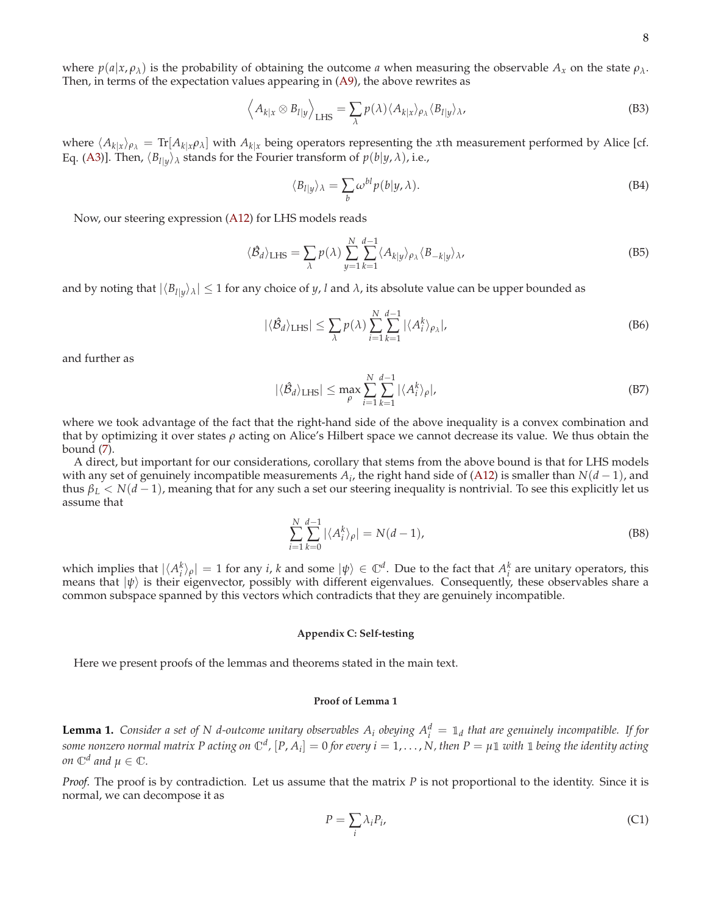where $p(a|x,\rho_\lambda)$ is the probability of obtaining the outcome $a$ when measuring the observable $A_x$ on the state $\rho_\lambda$. Then, in terms of the expectation values appearing in (A9), the above rewrites as

$$\left\langle A_{k|x} \otimes B_{l|y} \right\rangle_{\text{LHS}} = \sum_\lambda p(\lambda) \langle A_{k|x} \rangle_{\rho_\lambda} \langle B_{l|y} \rangle_\lambda, \tag{B3}$$

where $\langle A_{k|x} \rangle_{\rho_\lambda} = \text{Tr}[A_{k|x}\rho_\lambda]$ with $A_{k|x}$ being operators representing the $x$th measurement performed by Alice [cf. Eq. (A3)]. Then, $\langle B_{l|y} \rangle_\lambda$ stands for the Fourier transform of $p(b|y,\lambda)$, i.e.,

$$\langle B_{l|y} \rangle_\lambda = \sum_b \omega^{bl} p(b|y,\lambda). \tag{B4}$$

Now, our steering expression (A12) for LHS models reads

$$\langle \hat{\mathcal{B}}_d \rangle_{\text{LHS}} = \sum_\lambda p(\lambda) \sum_{y=1}^{N} \sum_{k=1}^{d-1} \langle A_{k|y} \rangle_{\rho_\lambda} \langle B_{-k|y} \rangle_\lambda, \tag{B5}$$

and by noting that $|\langle B_{l|y} \rangle_\lambda| \leq 1$ for any choice of $y$, $l$ and $\lambda$, its absolute value can be upper bounded as

$$|\langle \hat{\mathcal{B}}_d \rangle_{\text{LHS}}| \leq \sum_\lambda p(\lambda) \sum_{i=1}^{N} \sum_{k=1}^{d-1} |\langle A_i^k \rangle_{\rho_\lambda}|, \tag{B6}$$

and further as

$$|\langle \hat{\mathcal{B}}_d \rangle_{\text{LHS}}| \leq \max_\rho \sum_{i=1}^{N} \sum_{k=1}^{d-1} |\langle A_i^k \rangle_\rho|, \tag{B7}$$

where we took advantage of the fact that the right-hand side of the above inequality is a convex combination and that by optimizing it over states $\rho$ acting on Alice's Hilbert space we cannot decrease its value. We thus obtain the bound (7).

A direct, but important for our considerations, corollary that stems from the above bound is that for LHS models with any set of genuinely incompatible measurements $A_i$, the right hand side of (A12) is smaller than $N(d-1)$, and thus $\beta_L < N(d-1)$, meaning that for any such a set our steering inequality is nontrivial. To see this explicitly let us assume that

$$\sum_{i=1}^{N} \sum_{k=0}^{d-1} |\langle A_i^k \rangle_\rho| = N(d-1), \tag{B8}$$

which implies that $|\langle A_i^k \rangle_\rho| = 1$ for any $i$, $k$ and some $|\psi\rangle \in \mathbb{C}^d$. Due to the fact that $A_i^k$ are unitary operators, this means that $|\psi\rangle$ is their eigenvector, possibly with different eigenvalues. Consequently, these observables share a common subspace spanned by this vectors which contradicts that they are genuinely incompatible.

## Appendix C: Self-testing

Here we present proofs of the lemmas and theorems stated in the main text.

### Proof of Lemma 1

**Lemma 1.** *Consider a set of $N$ $d$-outcome unitary observables $A_i$ obeying $A_i^d = \mathbb{1}_d$ that are genuinely incompatible. If for some nonzero normal matrix $P$ acting on $\mathbb{C}^d$, $[P, A_i] = 0$ for every $i = 1, \ldots, N$, then $P = \mu\mathbb{1}$ with $\mathbb{1}$ being the identity acting on $\mathbb{C}^d$ and $\mu \in \mathbb{C}$.*

*Proof.* The proof is by contradiction. Let us assume that the matrix $P$ is not proportional to the identity. Since it is normal, we can decompose it as

$$P = \sum_i \lambda_i P_i, \tag{C1}$$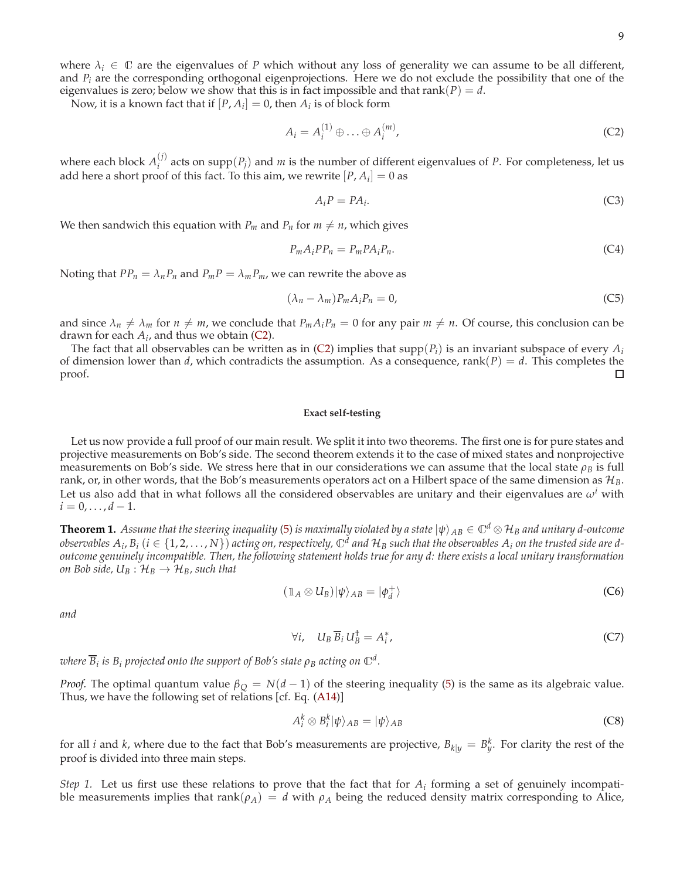where $\lambda_i \in \mathbb{C}$ are the eigenvalues of $P$ which without any loss of generality we can assume to be all different, and $P_i$ are the corresponding orthogonal eigenprojections. Here we do not exclude the possibility that one of the eigenvalues is zero; below we show that this is in fact impossible and that $\mathrm{rank}(P) = d$.

Now, it is a known fact that if $[P, A_i] = 0$, then $A_i$ is of block form

$$A_i = A_i^{(1)} \oplus \ldots \oplus A_i^{(m)}, \tag{C2}$$

where each block $A_i^{(j)}$ acts on $\mathrm{supp}(P_j)$ and $m$ is the number of different eigenvalues of $P$. For completeness, let us add here a short proof of this fact. To this aim, we rewrite $[P, A_i] = 0$ as

$$A_i P = P A_i. \tag{C3}$$

We then sandwich this equation with $P_m$ and $P_n$ for $m \neq n$, which gives

$$P_m A_i P P_n = P_m P A_i P_n. \tag{C4}$$

Noting that $PP_n = \lambda_n P_n$ and $P_m P = \lambda_m P_m$, we can rewrite the above as

$$(\lambda_n - \lambda_m) P_m A_i P_n = 0, \tag{C5}$$

and since $\lambda_n \neq \lambda_m$ for $n \neq m$, we conclude that $P_m A_i P_n = 0$ for any pair $m \neq n$. Of course, this conclusion can be drawn for each $A_i$, and thus we obtain (C2).

The fact that all observables can be written as in (C2) implies that $\mathrm{supp}(P_i)$ is an invariant subspace of every $A_i$ of dimension lower than $d$, which contradicts the assumption. As a consequence, $\mathrm{rank}(P) = d$. This completes the proof. □

#### Exact self-testing

Let us now provide a full proof of our main result. We split it into two theorems. The first one is for pure states and projective measurements on Bob's side. The second theorem extends it to the case of mixed states and nonprojective measurements on Bob's side. We stress here that in our considerations we can assume that the local state $\rho_B$ is full rank, or, in other words, that the Bob's measurements operators act on a Hilbert space of the same dimension as $\mathcal{H}_B$. Let us also add that in what follows all the considered observables are unitary and their eigenvalues are $\omega^i$ with $i = 0, \ldots, d-1$.

**Theorem 1.** *Assume that the steering inequality (5) is maximally violated by a state $|\psi\rangle_{AB} \in \mathbb{C}^d \otimes \mathcal{H}_B$ and unitary d-outcome observables $A_i, B_i$ ($i \in \{1, 2, \ldots, N\}$) acting on, respectively, $\mathbb{C}^d$ and $\mathcal{H}_B$ such that the observables $A_i$ on the trusted side are d-outcome genuinely incompatible. Then, the following statement holds true for any d: there exists a local unitary transformation on Bob side, $U_B : \mathcal{H}_B \to \mathcal{H}_B$, such that*

$$(\mathbb{1}_A \otimes U_B)|\psi\rangle_{AB} = |\phi_d^+\rangle \tag{C6}$$

*and*

$$\forall i, \quad U_B \, \overline{B}_i \, U_B^\dagger = A_i^*, \tag{C7}$$

*where $\overline{B}_i$ is $B_i$ projected onto the support of Bob's state $\rho_B$ acting on $\mathbb{C}^d$.*

*Proof.* The optimal quantum value $\beta_Q = N(d-1)$ of the steering inequality (5) is the same as its algebraic value. Thus, we have the following set of relations [cf. Eq. (A14)]

$$A_i^k \otimes B_i^k |\psi\rangle_{AB} = |\psi\rangle_{AB} \tag{C8}$$

for all $i$ and $k$, where due to the fact that Bob's measurements are projective, $B_{k|y} = B_y^k$. For clarity the rest of the proof is divided into three main steps.

*Step 1.* Let us first use these relations to prove that the fact that for $A_i$ forming a set of genuinely incompatible measurements implies that $\mathrm{rank}(\rho_A) = d$ with $\rho_A$ being the reduced density matrix corresponding to Alice,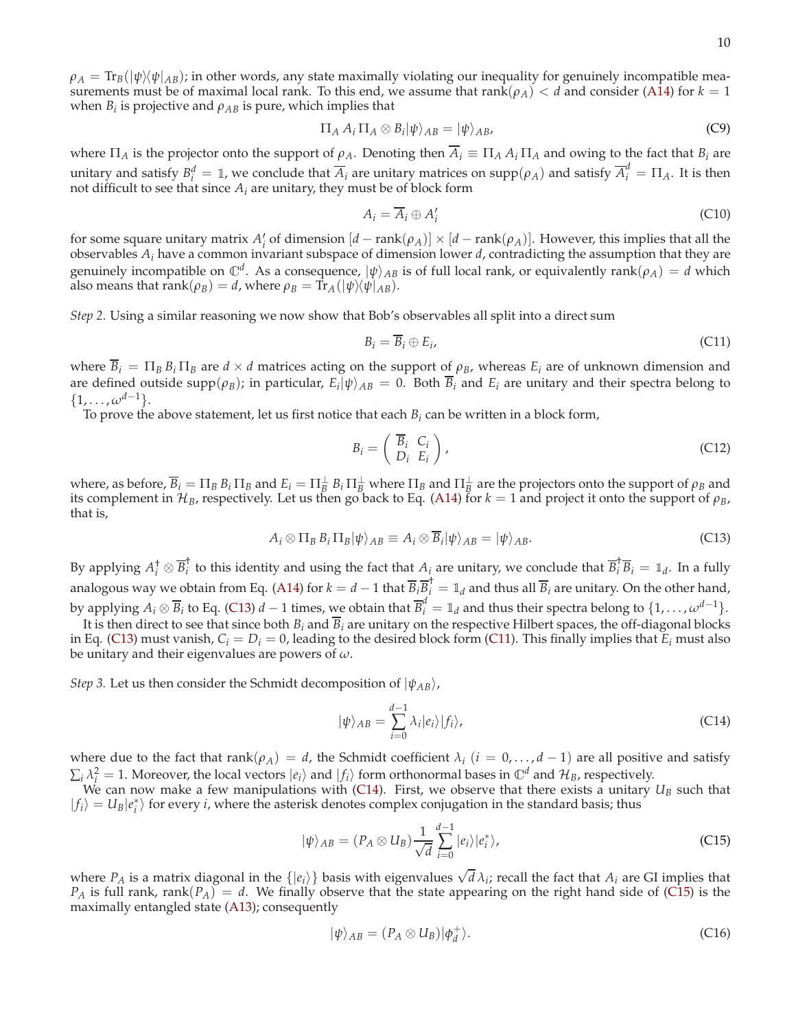$\rho_A = \text{Tr}_B(|\psi\rangle\langle\psi|_{AB})$; in other words, any state maximally violating our inequality for genuinely incompatible measurements must be of maximal local rank. To this end, we assume that $\text{rank}(\rho_A) < d$ and consider (A14) for $k = 1$ when $B_i$ is projective and $\rho_{AB}$ is pure, which implies that

$$\Pi_A\, A_i\, \Pi_A \otimes B_i|\psi\rangle_{AB} = |\psi\rangle_{AB}, \tag{C9}$$

where $\Pi_A$ is the projector onto the support of $\rho_A$. Denoting then $\overline{A}_i \equiv \Pi_A\, A_i\, \Pi_A$ and owing to the fact that $B_i$ are unitary and satisfy $B_i^d = \mathbb{1}$, we conclude that $\overline{A}_i$ are unitary matrices on $\text{supp}(\rho_A)$ and satisfy $\overline{A}_i^d = \Pi_A$. It is then not difficult to see that since $A_i$ are unitary, they must be of block form

$$A_i = \overline{A}_i \oplus A_i' \tag{C10}$$

for some square unitary matrix $A_i'$ of dimension $[d - \text{rank}(\rho_A)] \times [d - \text{rank}(\rho_A)]$. However, this implies that all the observables $A_i$ have a common invariant subspace of dimension lower $d$, contradicting the assumption that they are genuinely incompatible on $\mathbb{C}^d$. As a consequence, $|\psi\rangle_{AB}$ is of full local rank, or equivalently $\text{rank}(\rho_A) = d$ which also means that $\text{rank}(\rho_B) = d$, where $\rho_B = \text{Tr}_A(|\psi\rangle\langle\psi|_{AB})$.

*Step 2.* Using a similar reasoning we now show that Bob's observables all split into a direct sum

$$B_i = \overline{B}_i \oplus E_i, \tag{C11}$$

where $\overline{B}_i = \Pi_B\, B_i\, \Pi_B$ are $d \times d$ matrices acting on the support of $\rho_B$, whereas $E_i$ are of unknown dimension and are defined outside $\text{supp}(\rho_B)$; in particular, $E_i|\psi\rangle_{AB} = 0$. Both $\overline{B}_i$ and $E_i$ are unitary and their spectra belong to $\{1, \ldots, \omega^{d-1}\}$.

To prove the above statement, let us first notice that each $B_i$ can be written in a block form,

$$B_i = \begin{pmatrix} \overline{B}_i & C_i \\ D_i & E_i \end{pmatrix}, \tag{C12}$$

where, as before, $\overline{B}_i = \Pi_B\, B_i\, \Pi_B$ and $E_i = \Pi_B^{\perp}\, B_i\, \Pi_B^{\perp}$ where $\Pi_B$ and $\Pi_B^{\perp}$ are the projectors onto the support of $\rho_B$ and its complement in $\mathcal{H}_B$, respectively. Let us then go back to Eq. (A14) for $k = 1$ and project it onto the support of $\rho_B$, that is,

$$A_i \otimes \Pi_B\, B_i\, \Pi_B|\psi\rangle_{AB} \equiv A_i \otimes \overline{B}_i|\psi\rangle_{AB} = |\psi\rangle_{AB}. \tag{C13}$$

By applying $A_i^{\dagger} \otimes \overline{B}_i^{\dagger}$ to this identity and using the fact that $A_i$ are unitary, we conclude that $\overline{B}_i^{\dagger}\overline{B}_i = \mathbb{1}_d$. In a fully analogous way we obtain from Eq. (A14) for $k = d - 1$ that $\overline{B}_i\overline{B}_i^{\dagger} = \mathbb{1}_d$ and thus all $\overline{B}_i$ are unitary. On the other hand, by applying $A_i \otimes \overline{B}_i$ to Eq. (C13) $d - 1$ times, we obtain that $\overline{B}_i^d = \mathbb{1}_d$ and thus their spectra belong to $\{1, \ldots, \omega^{d-1}\}$.

It is then direct to see that since both $B_i$ and $\overline{B}_i$ are unitary on the respective Hilbert spaces, the off-diagonal blocks in Eq. (C13) must vanish, $C_i = D_i = 0$, leading to the desired block form (C11). This finally implies that $E_i$ must also be unitary and their eigenvalues are powers of $\omega$.

*Step 3.* Let us then consider the Schmidt decomposition of $|\psi_{AB}\rangle$,

$$|\psi\rangle_{AB} = \sum_{i=0}^{d-1} \lambda_i |e_i\rangle|f_i\rangle, \tag{C14}$$

where due to the fact that $\text{rank}(\rho_A) = d$, the Schmidt coefficient $\lambda_i$ $(i = 0, \ldots, d-1)$ are all positive and satisfy $\sum_i \lambda_i^2 = 1$. Moreover, the local vectors $|e_i\rangle$ and $|f_i\rangle$ form orthonormal bases in $\mathbb{C}^d$ and $\mathcal{H}_B$, respectively.

We can now make a few manipulations with (C14). First, we observe that there exists a unitary $U_B$ such that $|f_i\rangle = U_B|e_i^*\rangle$ for every $i$, where the asterisk denotes complex conjugation in the standard basis; thus

$$|\psi\rangle_{AB} = (P_A \otimes U_B)\frac{1}{\sqrt{d}}\sum_{i=0}^{d-1} |e_i\rangle|e_i^*\rangle, \tag{C15}$$

where $P_A$ is a matrix diagonal in the $\{|e_i\rangle\}$ basis with eigenvalues $\sqrt{d}\,\lambda_i$; recall the fact that $A_i$ are GI implies that $P_A$ is full rank, $\text{rank}(P_A) = d$. We finally observe that the state appearing on the right hand side of (C15) is the maximally entangled state (A13); consequently

$$|\psi\rangle_{AB} = (P_A \otimes U_B)|\phi_d^+\rangle. \tag{C16}$$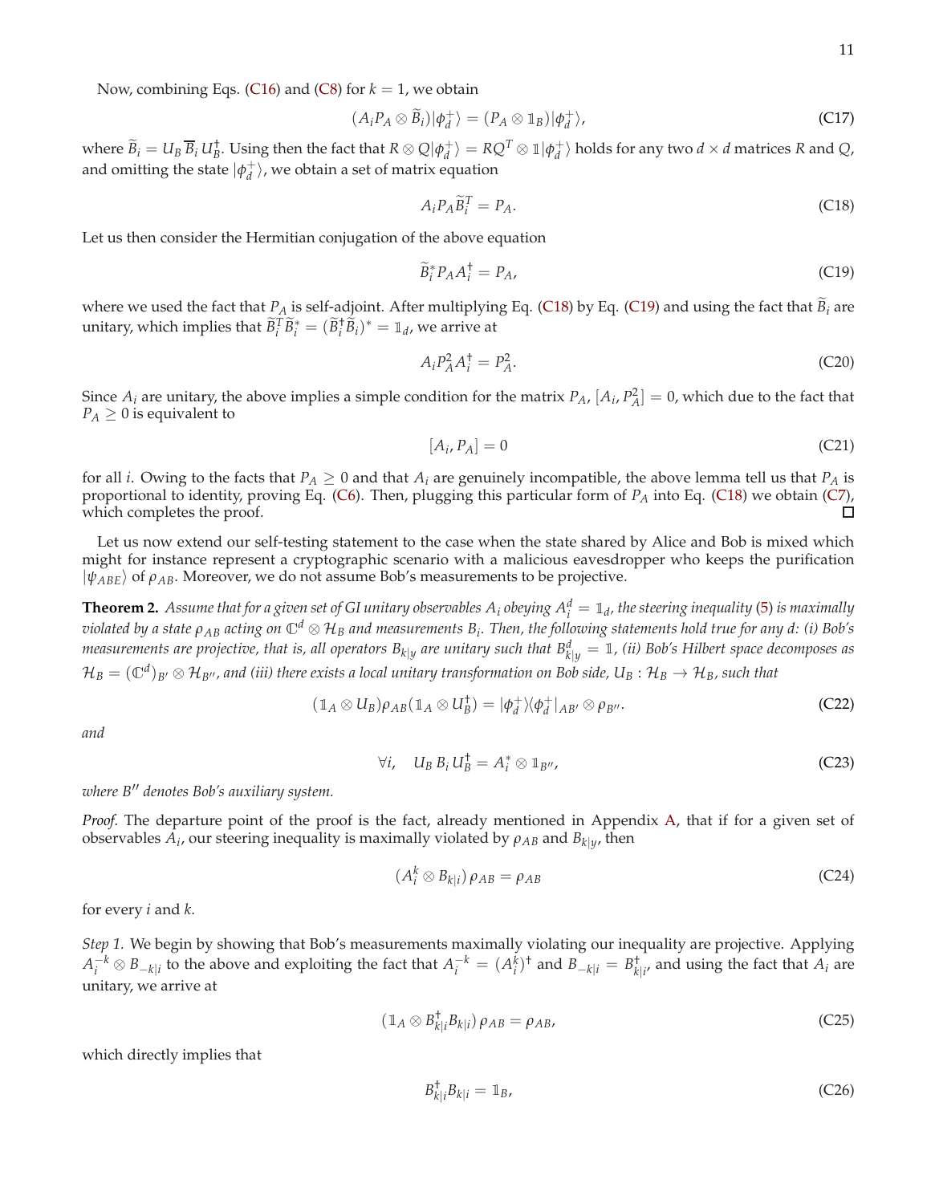Now, combining Eqs. (C16) and (C8) for $k=1$, we obtain

$$(A_i P_A \otimes \widetilde{B}_i)|\phi_d^+\rangle = (P_A \otimes \mathbb{1}_B)|\phi_d^+\rangle, \tag{C17}$$

where $\widetilde{B}_i = U_B\,\overline{B}_i\,U_B^\dagger$. Using then the fact that $R\otimes Q|\phi_d^+\rangle = RQ^T\otimes\mathbb{1}|\phi_d^+\rangle$ holds for any two $d\times d$ matrices $R$ and $Q$, and omitting the state $|\phi_d^+\rangle$, we obtain a set of matrix equation

$$A_i P_A \widetilde{B}_i^T = P_A. \tag{C18}$$

Let us then consider the Hermitian conjugation of the above equation

$$\widetilde{B}_i^* P_A A_i^\dagger = P_A, \tag{C19}$$

where we used the fact that $P_A$ is self-adjoint. After multiplying Eq. (C18) by Eq. (C19) and using the fact that $\widetilde{B}_i$ are unitary, which implies that $\widetilde{B}_i^T\widetilde{B}_i^* = (\widetilde{B}_i^\dagger\widetilde{B}_i)^* = \mathbb{1}_d$, we arrive at

$$A_i P_A^2 A_i^\dagger = P_A^2. \tag{C20}$$

Since $A_i$ are unitary, the above implies a simple condition for the matrix $P_A$, $[A_i, P_A^2] = 0$, which due to the fact that $P_A \geq 0$ is equivalent to

$$[A_i, P_A] = 0 \tag{C21}$$

for all $i$. Owing to the facts that $P_A \geq 0$ and that $A_i$ are genuinely incompatible, the above lemma tell us that $P_A$ is proportional to identity, proving Eq. (C6). Then, plugging this particular form of $P_A$ into Eq. (C18) we obtain (C7), which completes the proof. ◻

Let us now extend our self-testing statement to the case when the state shared by Alice and Bob is mixed which might for instance represent a cryptographic scenario with a malicious eavesdropper who keeps the purification $|\psi_{ABE}\rangle$ of $\rho_{AB}$. Moreover, we do not assume Bob's measurements to be projective.

**Theorem 2.** *Assume that for a given set of GI unitary observables $A_i$ obeying $A_i^d = \mathbb{1}_d$, the steering inequality (5) is maximally violated by a state $\rho_{AB}$ acting on $\mathbb{C}^d\otimes\mathcal{H}_B$ and measurements $B_i$. Then, the following statements hold true for any d: (i) Bob's measurements are projective, that is, all operators $B_{k|y}$ are unitary such that $B_{k|y}^d = \mathbb{1}$, (ii) Bob's Hilbert space decomposes as $\mathcal{H}_B = (\mathbb{C}^d)_{B'}\otimes\mathcal{H}_{B''}$, and (iii) there exists a local unitary transformation on Bob side, $U_B : \mathcal{H}_B \to \mathcal{H}_B$, such that*

$$(\mathbb{1}_A\otimes U_B)\rho_{AB}(\mathbb{1}_A\otimes U_B^\dagger) = |\phi_d^+\rangle\langle\phi_d^+|_{AB'}\otimes\rho_{B''}. \tag{C22}$$

*and*

$$\forall i,\quad U_B\,B_i\,U_B^\dagger = A_i^*\otimes\mathbb{1}_{B''}, \tag{C23}$$

*where $B''$ denotes Bob's auxiliary system.*

*Proof.* The departure point of the proof is the fact, already mentioned in Appendix A, that if for a given set of observables $A_i$, our steering inequality is maximally violated by $\rho_{AB}$ and $B_{k|y}$, then

$$(A_i^k\otimes B_{k|i})\,\rho_{AB} = \rho_{AB} \tag{C24}$$

for every $i$ and $k$.

*Step 1.* We begin by showing that Bob's measurements maximally violating our inequality are projective. Applying $A_i^{-k}\otimes B_{-k|i}$ to the above and exploiting the fact that $A_i^{-k} = (A_i^k)^\dagger$ and $B_{-k|i} = B_{k|i}^\dagger$, and using the fact that $A_i$ are unitary, we arrive at

$$(\mathbb{1}_A\otimes B_{k|i}^\dagger B_{k|i})\,\rho_{AB} = \rho_{AB}, \tag{C25}$$

which directly implies that

$$B_{k|i}^\dagger B_{k|i} = \mathbb{1}_B, \tag{C26}$$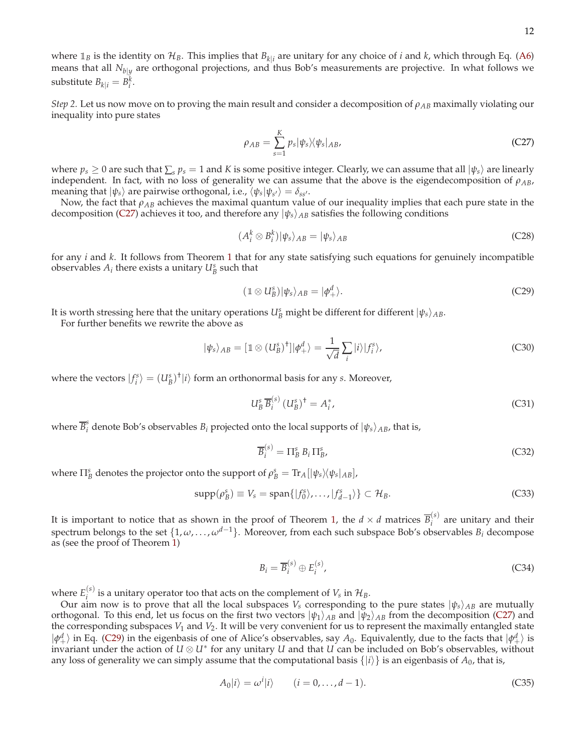where $\mathbb{1}_B$ is the identity on $\mathcal{H}_B$. This implies that $B_{k|i}$ are unitary for any choice of $i$ and $k$, which through Eq. (A6) means that all $N_{b|y}$ are orthogonal projections, and thus Bob's measurements are projective. In what follows we substitute $B_{k|i} = B_i^k$.

*Step 2.* Let us now move on to proving the main result and consider a decomposition of $\rho_{AB}$ maximally violating our inequality into pure states

$$\rho_{AB} = \sum_{s=1}^{K} p_s |\psi_s\rangle\langle\psi_s|_{AB}, \tag{C27}$$

where $p_s \geq 0$ are such that $\sum_s p_s = 1$ and $K$ is some positive integer. Clearly, we can assume that all $|\psi_s\rangle$ are linearly independent. In fact, with no loss of generality we can assume that the above is the eigendecomposition of $\rho_{AB}$, meaning that $|\psi_s\rangle$ are pairwise orthogonal, i.e., $\langle\psi_s|\psi_{s'}\rangle = \delta_{ss'}$.

Now, the fact that $\rho_{AB}$ achieves the maximal quantum value of our inequality implies that each pure state in the decomposition (C27) achieves it too, and therefore any $|\psi_s\rangle_{AB}$ satisfies the following conditions

$$(A_i^k \otimes B_i^k)|\psi_s\rangle_{AB} = |\psi_s\rangle_{AB} \tag{C28}$$

for any $i$ and $k$. It follows from Theorem 1 that for any state satisfying such equations for genuinely incompatible observables $A_i$ there exists a unitary $U_B^s$ such that

$$(\mathbb{1} \otimes U_B^s)|\psi_s\rangle_{AB} = |\phi_+^d\rangle. \tag{C29}$$

It is worth stressing here that the unitary operations $U_B^s$ might be different for different $|\psi_s\rangle_{AB}$.

For further benefits we rewrite the above as

$$|\psi_s\rangle_{AB} = [\mathbb{1} \otimes (U_B^s)^\dagger]|\phi_+^d\rangle = \frac{1}{\sqrt{d}}\sum_i |i\rangle|f_i^s\rangle, \tag{C30}$$

where the vectors $|f_i^s\rangle = (U_B^s)^\dagger|i\rangle$ form an orthonormal basis for any $s$. Moreover,

$$U_B^s\, \overline{B}_i^{(s)}\, (U_B^s)^\dagger = A_i^*, \tag{C31}$$

where $\overline{B}_i^s$ denote Bob's observables $B_i$ projected onto the local supports of $|\psi_s\rangle_{AB}$, that is,

$$\overline{B}_i^{(s)} = \Pi_B^s\, B_i\, \Pi_B^s, \tag{C32}$$

where $\Pi_B^s$ denotes the projector onto the support of $\rho_B^s = \mathrm{Tr}_A[|\psi_s\rangle\langle\psi_s|_{AB}]$,

$$\mathrm{supp}(\rho_B^s) \equiv V_s = \mathrm{span}\{|f_0^s\rangle, \ldots, |f_{d-1}^s\rangle\} \subset \mathcal{H}_B. \tag{C33}$$

It is important to notice that as shown in the proof of Theorem 1, the $d \times d$ matrices $\overline{B}_i^{(s)}$ are unitary and their spectrum belongs to the set $\{1, \omega, \ldots, \omega^{d-1}\}$. Moreover, from each such subspace Bob's observables $B_i$ decompose as (see the proof of Theorem 1)

$$B_i = \overline{B}_i^{(s)} \oplus E_i^{(s)}, \tag{C34}$$

where $E_i^{(s)}$ is a unitary operator too that acts on the complement of $V_s$ in $\mathcal{H}_B$.

Our aim now is to prove that all the local subspaces $V_s$ corresponding to the pure states $|\psi_s\rangle_{AB}$ are mutually orthogonal. To this end, let us focus on the first two vectors $|\psi_1\rangle_{AB}$ and $|\psi_2\rangle_{AB}$ from the decomposition (C27) and the corresponding subspaces $V_1$ and $V_2$. It will be very convenient for us to represent the maximally entangled state $|\phi_+^d\rangle$ in Eq. (C29) in the eigenbasis of one of Alice's observables, say $A_0$. Equivalently, due to the facts that $|\phi_+^d\rangle$ is invariant under the action of $U \otimes U^*$ for any unitary $U$ and that $U$ can be included on Bob's observables, without any loss of generality we can simply assume that the computational basis $\{|i\rangle\}$ is an eigenbasis of $A_0$, that is,

$$A_0|i\rangle = \omega^i|i\rangle \qquad (i = 0, \ldots, d-1). \tag{C35}$$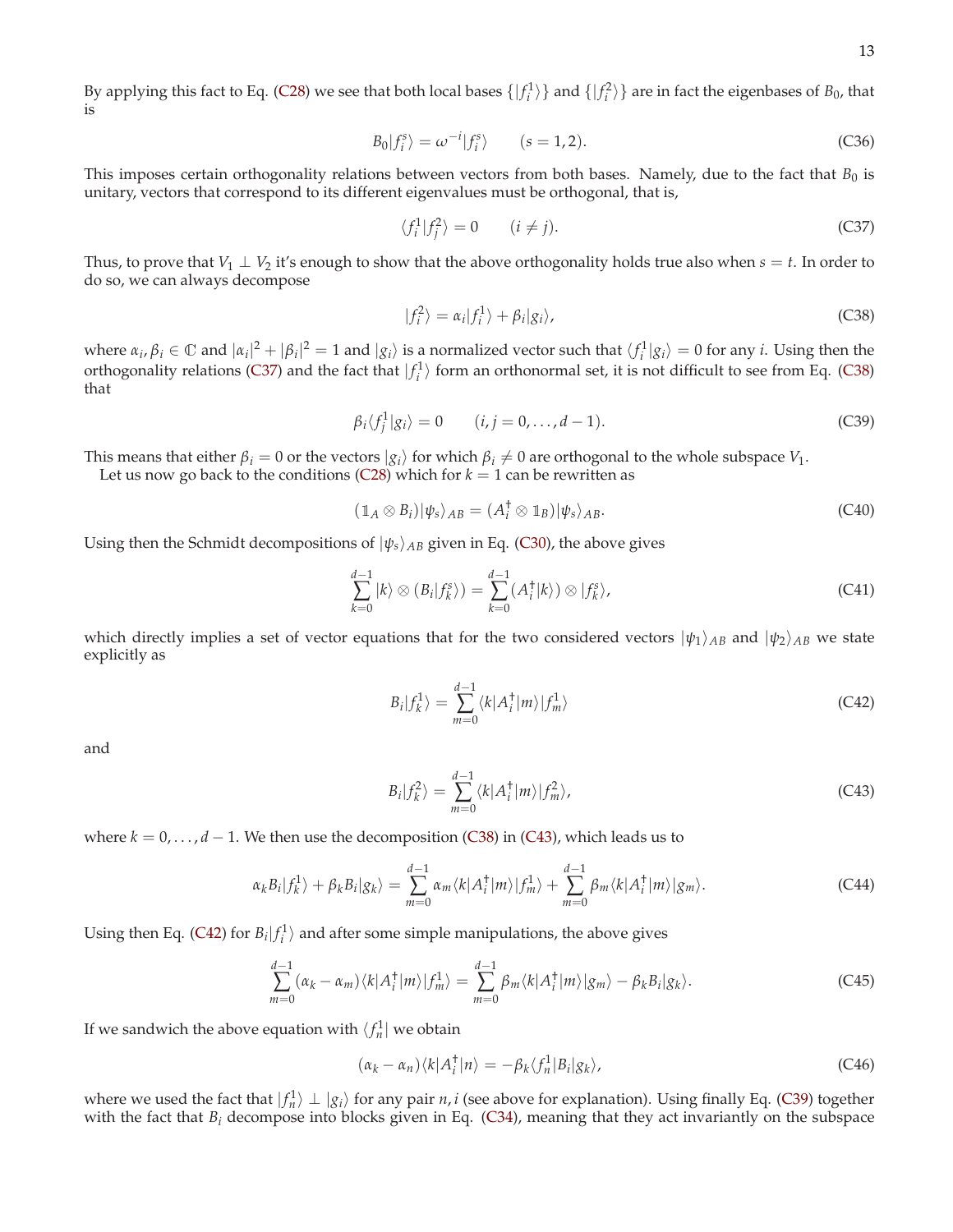By applying this fact to Eq. (C28) we see that both local bases $\{|f_i^1\rangle\}$ and $\{|f_i^2\rangle\}$ are in fact the eigenbases of $B_0$, that is

$$B_0|f_i^s\rangle = \omega^{-i}|f_i^s\rangle \qquad (s = 1, 2). \tag{C36}$$

This imposes certain orthogonality relations between vectors from both bases. Namely, due to the fact that $B_0$ is unitary, vectors that correspond to its different eigenvalues must be orthogonal, that is,

$$\langle f_i^1|f_j^2\rangle = 0 \qquad (i \neq j). \tag{C37}$$

Thus, to prove that $V_1 \perp V_2$ it's enough to show that the above orthogonality holds true also when $s = t$. In order to do so, we can always decompose

$$|f_i^2\rangle = \alpha_i|f_i^1\rangle + \beta_i|g_i\rangle, \tag{C38}$$

where $\alpha_i, \beta_i \in \mathbb{C}$ and $|\alpha_i|^2 + |\beta_i|^2 = 1$ and $|g_i\rangle$ is a normalized vector such that $\langle f_i^1|g_i\rangle = 0$ for any $i$. Using then the orthogonality relations (C37) and the fact that $|f_i^1\rangle$ form an orthonormal set, it is not difficult to see from Eq. (C38) that

$$\beta_i\langle f_j^1|g_i\rangle = 0 \qquad (i, j = 0, \ldots, d-1). \tag{C39}$$

This means that either $\beta_i = 0$ or the vectors $|g_i\rangle$ for which $\beta_i \neq 0$ are orthogonal to the whole subspace $V_1$.

Let us now go back to the conditions (C28) which for $k = 1$ can be rewritten as

$$(\mathbb{1}_A \otimes B_i)|\psi_s\rangle_{AB} = (A_i^\dagger \otimes \mathbb{1}_B)|\psi_s\rangle_{AB}. \tag{C40}$$

Using then the Schmidt decompositions of $|\psi_s\rangle_{AB}$ given in Eq. (C30), the above gives

$$\sum_{k=0}^{d-1} |k\rangle \otimes (B_i|f_k^s\rangle) = \sum_{k=0}^{d-1} (A_i^\dagger|k\rangle) \otimes |f_k^s\rangle, \tag{C41}$$

which directly implies a set of vector equations that for the two considered vectors $|\psi_1\rangle_{AB}$ and $|\psi_2\rangle_{AB}$ we state explicitly as

$$B_i|f_k^1\rangle = \sum_{m=0}^{d-1} \langle k|A_i^\dagger|m\rangle|f_m^1\rangle \tag{C42}$$

and

$$B_i|f_k^2\rangle = \sum_{m=0}^{d-1} \langle k|A_i^\dagger|m\rangle|f_m^2\rangle, \tag{C43}$$

where $k = 0, \ldots, d-1$. We then use the decomposition (C38) in (C43), which leads us to

$$\alpha_k B_i|f_k^1\rangle + \beta_k B_i|g_k\rangle = \sum_{m=0}^{d-1} \alpha_m \langle k|A_i^\dagger|m\rangle|f_m^1\rangle + \sum_{m=0}^{d-1} \beta_m \langle k|A_i^\dagger|m\rangle|g_m\rangle. \tag{C44}$$

Using then Eq. (C42) for $B_i|f_i^1\rangle$ and after some simple manipulations, the above gives

$$\sum_{m=0}^{d-1} (\alpha_k - \alpha_m)\langle k|A_i^\dagger|m\rangle|f_m^1\rangle = \sum_{m=0}^{d-1} \beta_m \langle k|A_i^\dagger|m\rangle|g_m\rangle - \beta_k B_i|g_k\rangle. \tag{C45}$$

If we sandwich the above equation with $\langle f_n^1|$ we obtain

$$(\alpha_k - \alpha_n)\langle k|A_i^\dagger|n\rangle = -\beta_k\langle f_n^1|B_i|g_k\rangle, \tag{C46}$$

where we used the fact that $|f_n^1\rangle \perp |g_i\rangle$ for any pair $n, i$ (see above for explanation). Using finally Eq. (C39) together with the fact that $B_i$ decompose into blocks given in Eq. (C34), meaning that they act invariantly on the subspace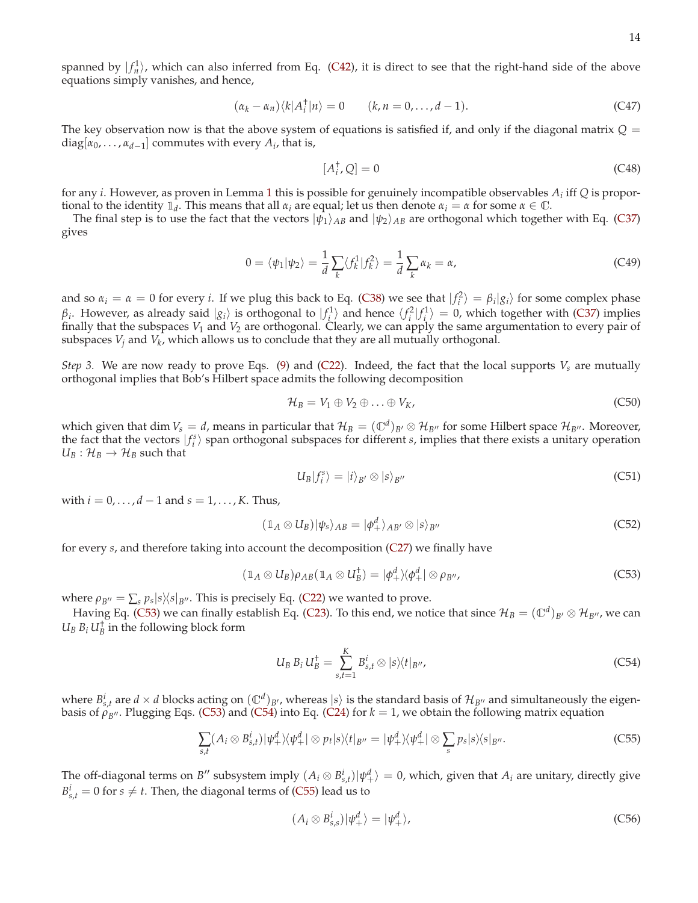spanned by $|f_n^1\rangle$, which can also inferred from Eq. (C42), it is direct to see that the right-hand side of the above equations simply vanishes, and hence,

$$(\alpha_k - \alpha_n)\langle k|A_i^\dagger|n\rangle = 0 \qquad (k, n = 0, \ldots, d-1). \tag{C47}$$

The key observation now is that the above system of equations is satisfied if, and only if the diagonal matrix $Q = \mathrm{diag}[\alpha_0, \ldots, \alpha_{d-1}]$ commutes with every $A_i$, that is,

$$[A_i^\dagger, Q] = 0 \tag{C48}$$

for any $i$. However, as proven in Lemma 1 this is possible for genuinely incompatible observables $A_i$ iff $Q$ is proportional to the identity $\mathbb{1}_d$. This means that all $\alpha_i$ are equal; let us then denote $\alpha_i = \alpha$ for some $\alpha \in \mathbb{C}$.

The final step is to use the fact that the vectors $|\psi_1\rangle_{AB}$ and $|\psi_2\rangle_{AB}$ are orthogonal which together with Eq. (C37) gives

$$0 = \langle\psi_1|\psi_2\rangle = \frac{1}{d}\sum_k \langle f_k^1|f_k^2\rangle = \frac{1}{d}\sum_k \alpha_k = \alpha, \tag{C49}$$

and so $\alpha_i = \alpha = 0$ for every $i$. If we plug this back to Eq. (C38) we see that $|f_i^2\rangle = \beta_i|g_i\rangle$ for some complex phase $\beta_i$. However, as already said $|g_i\rangle$ is orthogonal to $|f_i^1\rangle$ and hence $\langle f_i^2|f_i^1\rangle = 0$, which together with (C37) implies finally that the subspaces $V_1$ and $V_2$ are orthogonal. Clearly, we can apply the same argumentation to every pair of subspaces $V_j$ and $V_k$, which allows us to conclude that they are all mutually orthogonal.

*Step 3.* We are now ready to prove Eqs. (9) and (C22). Indeed, the fact that the local supports $V_s$ are mutually orthogonal implies that Bob's Hilbert space admits the following decomposition

$$\mathcal{H}_B = V_1 \oplus V_2 \oplus \ldots \oplus V_K, \tag{C50}$$

which given that $\dim V_s = d$, means in particular that $\mathcal{H}_B = (\mathbb{C}^d)_{B'} \otimes \mathcal{H}_{B''}$ for some Hilbert space $\mathcal{H}_{B''}$. Moreover, the fact that the vectors $|f_i^s\rangle$ span orthogonal subspaces for different $s$, implies that there exists a unitary operation $U_B : \mathcal{H}_B \to \mathcal{H}_B$ such that

$$U_B|f_i^s\rangle = |i\rangle_{B'} \otimes |s\rangle_{B''} \tag{C51}$$

with $i = 0, \ldots, d-1$ and $s = 1, \ldots, K$. Thus,

$$(\mathbb{1}_A \otimes U_B)|\psi_s\rangle_{AB} = |\phi_+^d\rangle_{AB'} \otimes |s\rangle_{B''} \tag{C52}$$

for every $s$, and therefore taking into account the decomposition (C27) we finally have

$$(\mathbb{1}_A \otimes U_B)\rho_{AB}(\mathbb{1}_A \otimes U_B^\dagger) = |\phi_+^d\rangle\langle\phi_+^d| \otimes \rho_{B''}, \tag{C53}$$

where $\rho_{B''} = \sum_s p_s |s\rangle\langle s|_{B''}$. This is precisely Eq. (C22) we wanted to prove.

Having Eq. (C53) we can finally establish Eq. (C23). To this end, we notice that since $\mathcal{H}_B = (\mathbb{C}^d)_{B'} \otimes \mathcal{H}_{B''}$, we can $U_B\, B_i\, U_B^\dagger$ in the following block form

$$U_B\, B_i\, U_B^\dagger = \sum_{s,t=1}^{K} B_{s,t}^i \otimes |s\rangle\langle t|_{B''}, \tag{C54}$$

where $B_{s,t}^i$ are $d \times d$ blocks acting on $(\mathbb{C}^d)_{B'}$, whereas $|s\rangle$ is the standard basis of $\mathcal{H}_{B''}$ and simultaneously the eigenbasis of $\rho_{B''}$. Plugging Eqs. (C53) and (C54) into Eq. (C24) for $k = 1$, we obtain the following matrix equation

$$\sum_{s,t}(A_i \otimes B_{s,t}^i)|\psi_+^d\rangle\langle\psi_+^d| \otimes p_t|s\rangle\langle t|_{B''} = |\psi_+^d\rangle\langle\psi_+^d| \otimes \sum_s p_s|s\rangle\langle s|_{B''}. \tag{C55}$$

The off-diagonal terms on $B''$ subsystem imply $(A_i \otimes B_{s,t}^i)|\psi_+^d\rangle = 0$, which, given that $A_i$ are unitary, directly give $B_{s,t}^i = 0$ for $s \neq t$. Then, the diagonal terms of (C55) lead us to

$$(A_i \otimes B_{s,s}^i)|\psi_+^d\rangle = |\psi_+^d\rangle, \tag{C56}$$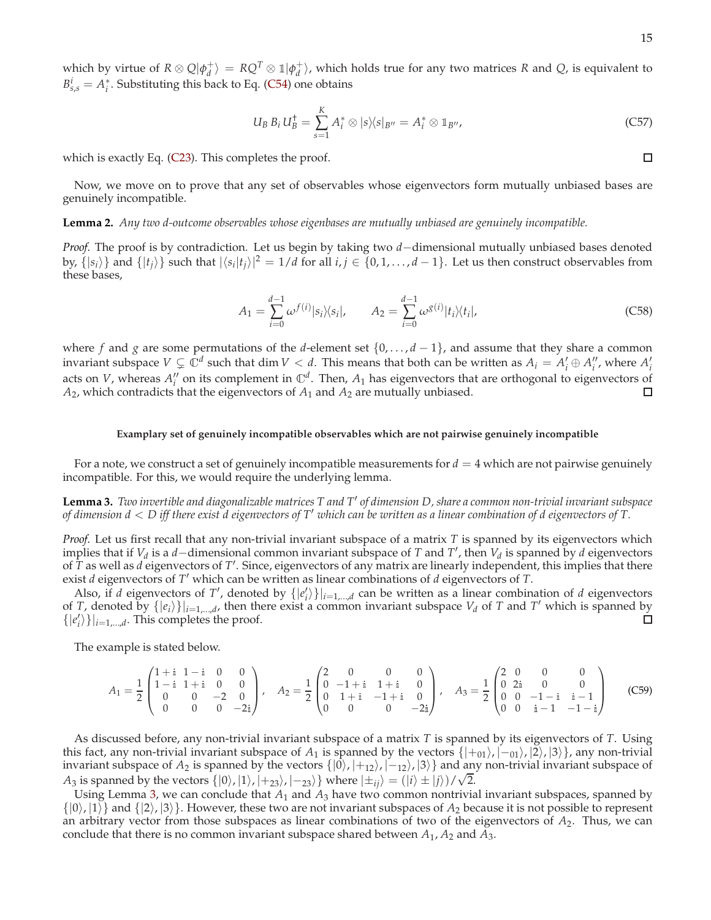which by virtue of $R \otimes Q|\phi_d^+\rangle = RQ^T \otimes \mathbb{1}|\phi_d^+\rangle$, which holds true for any two matrices $R$ and $Q$, is equivalent to $B_{s,s}^i = A_i^*$. Substituting this back to Eq. (C54) one obtains

$$U_B\, B_i\, U_B^\dagger = \sum_{s=1}^{K} A_i^* \otimes |s\rangle\langle s|_{B''} = A_i^* \otimes \mathbb{1}_{B''}, \tag{C57}$$

which is exactly Eq. (C23). This completes the proof. □

Now, we move on to prove that any set of observables whose eigenvectors form mutually unbiased bases are genuinely incompatible.

**Lemma 2.** *Any two $d$-outcome observables whose eigenbases are mutually unbiased are genuinely incompatible.*

*Proof.* The proof is by contradiction. Let us begin by taking two $d-$dimensional mutually unbiased bases denoted by, $\{|s_i\rangle\}$ and $\{|t_j\rangle\}$ such that $|\langle s_i|t_j\rangle|^2 = 1/d$ for all $i, j \in \{0, 1, \ldots, d-1\}$. Let us then construct observables from these bases,

$$A_1 = \sum_{i=0}^{d-1} \omega^{f(i)} |s_i\rangle\langle s_i|, \qquad A_2 = \sum_{i=0}^{d-1} \omega^{g(i)} |t_i\rangle\langle t_i|, \tag{C58}$$

where $f$ and $g$ are some permutations of the $d$-element set $\{0, \ldots, d-1\}$, and assume that they share a common invariant subspace $V \subsetneq \mathbb{C}^d$ such that $\dim V < d$. This means that both can be written as $A_i = A_i' \oplus A_i''$, where $A_i'$ acts on $V$, whereas $A_i''$ on its complement in $\mathbb{C}^d$. Then, $A_1$ has eigenvectors that are orthogonal to eigenvectors of $A_2$, which contradicts that the eigenvectors of $A_1$ and $A_2$ are mutually unbiased. □

#### Examplary set of genuinely incompatible observables which are not pairwise genuinely incompatible

For a note, we construct a set of genuinely incompatible measurements for $d = 4$ which are not pairwise genuinely incompatible. For this, we would require the underlying lemma.

**Lemma 3.** *Two invertible and diagonalizable matrices $T$ and $T'$ of dimension $D$, share a common non-trivial invariant subspace of dimension $d < D$ iff there exist $d$ eigenvectors of $T'$ which can be written as a linear combination of $d$ eigenvectors of $T$.*

*Proof.* Let us first recall that any non-trivial invariant subspace of a matrix $T$ is spanned by its eigenvectors which implies that if $V_d$ is a $d-$dimensional common invariant subspace of $T$ and $T'$, then $V_d$ is spanned by $d$ eigenvectors of $T$ as well as $d$ eigenvectors of $T'$. Since, eigenvectors of any matrix are linearly independent, this implies that there exist $d$ eigenvectors of $T'$ which can be written as linear combinations of $d$ eigenvectors of $T$.

Also, if $d$ eigenvectors of $T'$, denoted by $\{|e_i'\rangle\}|_{i=1,\ldots,d}$ can be written as a linear combination of $d$ eigenvectors of $T$, denoted by $\{|e_i\rangle\}|_{i=1,\ldots,d}$, then there exist a common invariant subspace $V_d$ of $T$ and $T'$ which is spanned by $\{|e_i'\rangle\}|_{i=1,\ldots,d}$. This completes the proof. □

The example is stated below.

$$A_1 = \frac{1}{2}\begin{pmatrix} 1+\mathbb{i} & 1-\mathbb{i} & 0 & 0 \\ 1-\mathbb{i} & 1+\mathbb{i} & 0 & 0 \\ 0 & 0 & -2 & 0 \\ 0 & 0 & 0 & -2\mathbb{i} \end{pmatrix}, \quad A_2 = \frac{1}{2}\begin{pmatrix} 2 & 0 & 0 & 0 \\ 0 & -1+\mathbb{i} & 1+\mathbb{i} & 0 \\ 0 & 1+\mathbb{i} & -1+\mathbb{i} & 0 \\ 0 & 0 & 0 & -2\mathbb{i} \end{pmatrix}, \quad A_3 = \frac{1}{2}\begin{pmatrix} 2 & 0 & 0 & 0 \\ 0 & 2\mathbb{i} & 0 & 0 \\ 0 & 0 & -1-\mathbb{i} & \mathbb{i}-1 \\ 0 & 0 & \mathbb{i}-1 & -1-\mathbb{i} \end{pmatrix} \tag{C59}$$

As discussed before, any non-trivial invariant subspace of a matrix $T$ is spanned by its eigenvectors of $T$. Using this fact, any non-trivial invariant subspace of $A_1$ is spanned by the vectors $\{|+_{01}\rangle, |-_{01}\rangle, |2\rangle, |3\rangle\}$, any non-trivial invariant subspace of $A_2$ is spanned by the vectors $\{|0\rangle, |+_{12}\rangle, |-_{12}\rangle, |3\rangle\}$ and any non-trivial invariant subspace of $A_3$ is spanned by the vectors $\{|0\rangle, |1\rangle, |+_{23}\rangle, |-_{23}\rangle\}$ where $|\pm_{ij}\rangle = (|i\rangle \pm |j\rangle)/\sqrt{2}$.

Using Lemma 3, we can conclude that $A_1$ and $A_3$ have two common nontrivial invariant subspaces, spanned by $\{|0\rangle, |1\rangle\}$ and $\{|2\rangle, |3\rangle\}$. However, these two are not invariant subspaces of $A_2$ because it is not possible to represent an arbitrary vector from those subspaces as linear combinations of two of the eigenvectors of $A_2$. Thus, we can conclude that there is no common invariant subspace shared between $A_1, A_2$ and $A_3$.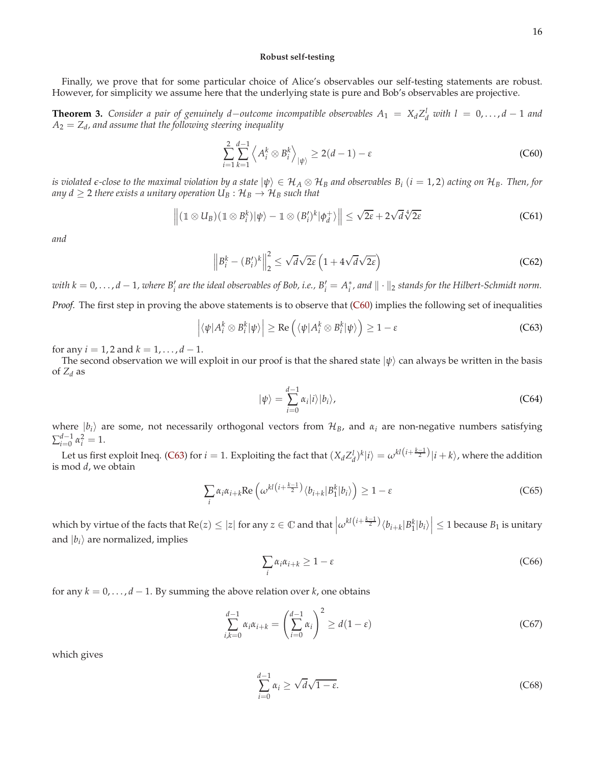**Robust self-testing**

Finally, we prove that for some particular choice of Alice's observables our self-testing statements are robust. However, for simplicity we assume here that the underlying state is pure and Bob's observables are projective.

**Theorem 3.** *Consider a pair of genuinely $d-$outcome incompatible observables $A_1 = X_d Z_d^l$ with $l = 0, \ldots, d-1$ and $A_2 = Z_d$, and assume that the following steering inequality*

$$\sum_{i=1}^{2} \sum_{k=1}^{d-1} \left\langle A_i^k \otimes B_i^k \right\rangle_{|\psi\rangle} \geq 2(d-1) - \varepsilon \tag{C60}$$

*is violated $\epsilon$-close to the maximal violation by a state $|\psi\rangle \in \mathcal{H}_A \otimes \mathcal{H}_B$ and observables $B_i$ $(i = 1, 2)$ acting on $\mathcal{H}_B$. Then, for any $d \geq 2$ there exists a unitary operation $U_B : \mathcal{H}_B \to \mathcal{H}_B$ such that*

$$\left\| (\mathbb{1} \otimes U_B)(\mathbb{1} \otimes B_i^k)|\psi\rangle - \mathbb{1} \otimes (B_i')^k |\phi_d^+\rangle \right\| \leq \sqrt{2\varepsilon} + 2\sqrt{d}\sqrt[4]{2\varepsilon} \tag{C61}$$

*and*

$$\left\| B_i^k - (B_i')^k \right\|_2^2 \leq \sqrt{d}\sqrt{2\varepsilon} \left( 1 + 4\sqrt{d}\sqrt{2\varepsilon} \right) \tag{C62}$$

*with $k = 0, \ldots, d-1$, where $B_i'$ are the ideal observables of Bob, i.e., $B_i' = A_i^*$, and $\| \cdot \|_2$ stands for the Hilbert-Schmidt norm.*

*Proof.* The first step in proving the above statements is to observe that (C60) implies the following set of inequalities

$$\left| \langle \psi | A_i^k \otimes B_i^k | \psi \rangle \right| \geq \mathrm{Re}\left( \langle \psi | A_i^k \otimes B_i^k | \psi \rangle \right) \geq 1 - \varepsilon \tag{C63}$$

for any $i = 1, 2$ and $k = 1, \ldots, d-1$.

The second observation we will exploit in our proof is that the shared state $|\psi\rangle$ can always be written in the basis of $Z_d$ as

$$|\psi\rangle = \sum_{i=0}^{d-1} \alpha_i |i\rangle |b_i\rangle, \tag{C64}$$

where $|b_i\rangle$ are some, not necessarily orthogonal vectors from $\mathcal{H}_B$, and $\alpha_i$ are non-negative numbers satisfying $\sum_{i=0}^{d-1} \alpha_i^2 = 1$.

Let us first exploit Ineq. (C63) for $i = 1$. Exploiting the fact that $(X_d Z_d^l)^k |i\rangle = \omega^{kl\left(i + \frac{k-1}{2}\right)} |i + k\rangle$, where the addition is mod $d$, we obtain

$$\sum_i \alpha_i \alpha_{i+k} \mathrm{Re}\left( \omega^{kl\left(i + \frac{k-1}{2}\right)} \langle b_{i+k} | B_1^k | b_i \rangle \right) \geq 1 - \varepsilon \tag{C65}$$

which by virtue of the facts that $\mathrm{Re}(z) \leq |z|$ for any $z \in \mathbb{C}$ and that $\left| \omega^{kl\left(i + \frac{k-1}{2}\right)} \langle b_{i+k} | B_1^k | b_i \rangle \right| \leq 1$ because $B_1$ is unitary and $|b_i\rangle$ are normalized, implies

$$\sum_i \alpha_i \alpha_{i+k} \geq 1 - \varepsilon \tag{C66}$$

for any $k = 0, \ldots, d-1$. By summing the above relation over $k$, one obtains

$$\sum_{i,k=0}^{d-1} \alpha_i \alpha_{i+k} = \left( \sum_{i=0}^{d-1} \alpha_i \right)^2 \geq d(1 - \varepsilon) \tag{C67}$$

which gives

$$\sum_{i=0}^{d-1} \alpha_i \geq \sqrt{d}\sqrt{1 - \varepsilon}. \tag{C68}$$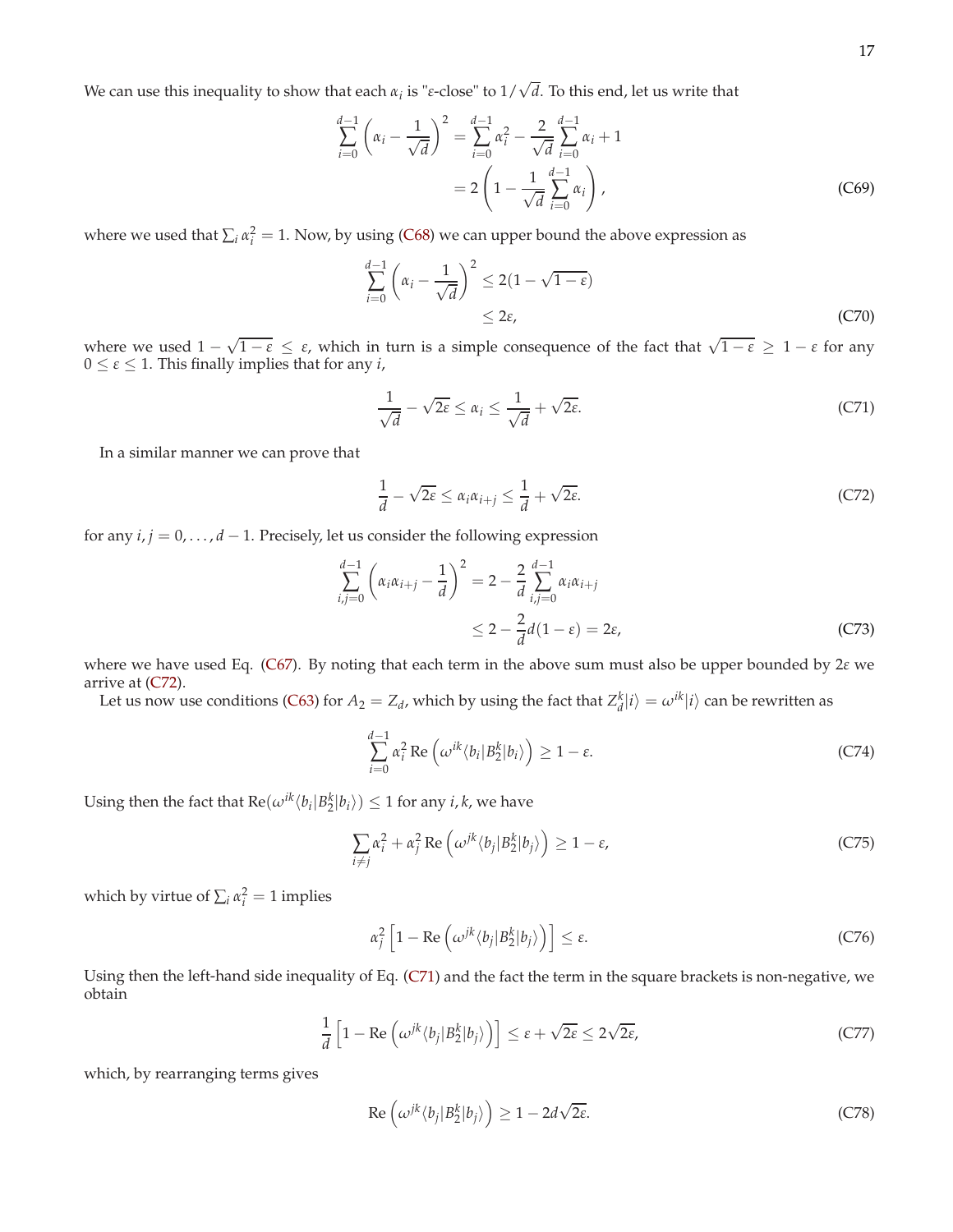We can use this inequality to show that each $\alpha_i$ is "$\epsilon$-close" to $1/\sqrt{d}$. To this end, let us write that

$$
\begin{aligned}
\sum_{i=0}^{d-1}\left(\alpha_i - \frac{1}{\sqrt{d}}\right)^2 &= \sum_{i=0}^{d-1}\alpha_i^2 - \frac{2}{\sqrt{d}}\sum_{i=0}^{d-1}\alpha_i + 1 \\
&= 2\left(1 - \frac{1}{\sqrt{d}}\sum_{i=0}^{d-1}\alpha_i\right),
\end{aligned}
\tag{C69}
$$

where we used that $\sum_i \alpha_i^2 = 1$. Now, by using (C68) we can upper bound the above expression as

$$
\begin{aligned}
\sum_{i=0}^{d-1}\left(\alpha_i - \frac{1}{\sqrt{d}}\right)^2 &\le 2(1-\sqrt{1-\epsilon}) \\
&\le 2\epsilon,
\end{aligned}
\tag{C70}
$$

where we used $1-\sqrt{1-\epsilon} \le \epsilon$, which in turn is a simple consequence of the fact that $\sqrt{1-\epsilon} \ge 1-\epsilon$ for any $0 \le \epsilon \le 1$. This finally implies that for any $i$,

$$
\frac{1}{\sqrt{d}} - \sqrt{2\epsilon} \le \alpha_i \le \frac{1}{\sqrt{d}} + \sqrt{2\epsilon}. \tag{C71}
$$

In a similar manner we can prove that

$$
\frac{1}{d} - \sqrt{2\epsilon} \le \alpha_i\alpha_{i+j} \le \frac{1}{d} + \sqrt{2\epsilon}. \tag{C72}
$$

for any $i, j = 0, \ldots, d-1$. Precisely, let us consider the following expression

$$
\begin{aligned}
\sum_{i,j=0}^{d-1}\left(\alpha_i\alpha_{i+j} - \frac{1}{d}\right)^2 &= 2 - \frac{2}{d}\sum_{i,j=0}^{d-1}\alpha_i\alpha_{i+j} \\
&\le 2 - \frac{2}{d}d(1-\epsilon) = 2\epsilon,
\end{aligned}
\tag{C73}
$$

where we have used Eq. (C67). By noting that each term in the above sum must also be upper bounded by $2\epsilon$ we arrive at (C72).

Let us now use conditions (C63) for $A_2 = Z_d$, which by using the fact that $Z_d^k|i\rangle = \omega^{ik}|i\rangle$ can be rewritten as

$$
\sum_{i=0}^{d-1}\alpha_i^2 \,\mathrm{Re}\left(\omega^{ik}\langle b_i|B_2^k|b_i\rangle\right) \ge 1-\epsilon. \tag{C74}
$$

Using then the fact that $\mathrm{Re}(\omega^{ik}\langle b_i|B_2^k|b_i\rangle) \le 1$ for any $i, k$, we have

$$
\sum_{i\neq j}\alpha_i^2 + \alpha_j^2 \,\mathrm{Re}\left(\omega^{jk}\langle b_j|B_2^k|b_j\rangle\right) \ge 1-\epsilon, \tag{C75}
$$

which by virtue of $\sum_i \alpha_i^2 = 1$ implies

$$
\alpha_j^2\left[1 - \mathrm{Re}\left(\omega^{jk}\langle b_j|B_2^k|b_j\rangle\right)\right] \le \epsilon. \tag{C76}
$$

Using then the left-hand side inequality of Eq. (C71) and the fact the term in the square brackets is non-negative, we obtain

$$
\frac{1}{d}\left[1 - \mathrm{Re}\left(\omega^{jk}\langle b_j|B_2^k|b_j\rangle\right)\right] \le \epsilon + \sqrt{2\epsilon} \le 2\sqrt{2\epsilon}, \tag{C77}
$$

which, by rearranging terms gives

$$
\mathrm{Re}\left(\omega^{jk}\langle b_j|B_2^k|b_j\rangle\right) \ge 1 - 2d\sqrt{2\epsilon}. \tag{C78}
$$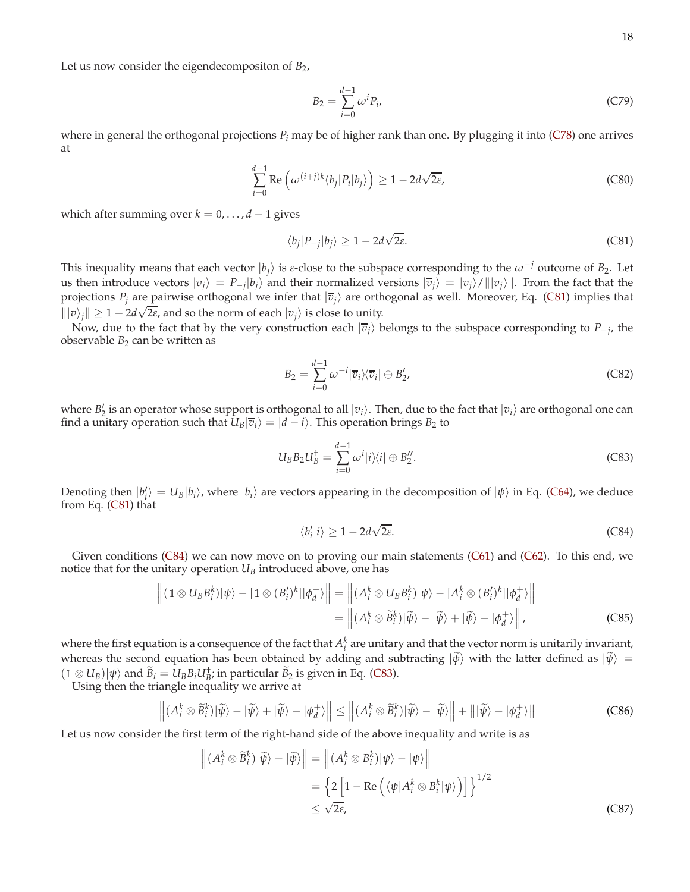Let us now consider the eigendecompositon of $B_2$,

$$B_2 = \sum_{i=0}^{d-1} \omega^i P_i, \tag{C79}$$

where in general the orthogonal projections $P_i$ may be of higher rank than one. By plugging it into (C78) one arrives at

$$\sum_{i=0}^{d-1} \mathrm{Re}\left(\omega^{(i+j)k}\langle b_j|P_i|b_j\rangle\right) \geq 1 - 2d\sqrt{2\varepsilon}, \tag{C80}$$

which after summing over $k = 0, \ldots, d-1$ gives

$$\langle b_j|P_{-j}|b_j\rangle \geq 1 - 2d\sqrt{2\varepsilon}. \tag{C81}$$

This inequality means that each vector $|b_j\rangle$ is $\varepsilon$-close to the subspace corresponding to the $\omega^{-j}$ outcome of $B_2$. Let us then introduce vectors $|v_j\rangle = P_{-j}|b_j\rangle$ and their normalized versions $|\overline{v}_j\rangle = |v_j\rangle/\||v_j\rangle\|$. From the fact that the projections $P_j$ are pairwise orthogonal we infer that $|\overline{v}_j\rangle$ are orthogonal as well. Moreover, Eq. (C81) implies that $\||v\rangle_j\| \geq 1 - 2d\sqrt{2\varepsilon}$, and so the norm of each $|v_j\rangle$ is close to unity.

Now, due to the fact that by the very construction each $|\overline{v}_j\rangle$ belongs to the subspace corresponding to $P_{-j}$, the observable $B_2$ can be written as

$$B_2 = \sum_{i=0}^{d-1} \omega^{-i}|\overline{v}_i\rangle\langle\overline{v}_i| \oplus B_2', \tag{C82}$$

where $B_2'$ is an operator whose support is orthogonal to all $|v_i\rangle$. Then, due to the fact that $|v_i\rangle$ are orthogonal one can find a unitary operation such that $U_B|\overline{v}_i\rangle = |d-i\rangle$. This operation brings $B_2$ to

$$U_B B_2 U_B^\dagger = \sum_{i=0}^{d-1} \omega^i |i\rangle\langle i| \oplus B_2''. \tag{C83}$$

Denoting then $|b_i'\rangle = U_B|b_i\rangle$, where $|b_i\rangle$ are vectors appearing in the decomposition of $|\psi\rangle$ in Eq. (C64), we deduce from Eq. (C81) that

$$\langle b_i'|i\rangle \geq 1 - 2d\sqrt{2\varepsilon}. \tag{C84}$$

Given conditions (C84) we can now move on to proving our main statements (C61) and (C62). To this end, we notice that for the unitary operation $U_B$ introduced above, one has

$$\begin{aligned}
\left\|(\mathbb{1}\otimes U_B B_i^k)|\psi\rangle - [\mathbb{1}\otimes (B_i')^k]|\phi_d^+\rangle\right\| &= \left\|(A_i^k \otimes U_B B_i^k)|\psi\rangle - [A_i^k \otimes (B_i')^k]|\phi_d^+\rangle\right\| \\
&= \left\|(A_i^k \otimes \widetilde{B}_i^k)|\widetilde{\psi}\rangle - |\widetilde{\psi}\rangle + |\widetilde{\psi}\rangle - |\phi_d^+\rangle\right\|,
\end{aligned} \tag{C85}$$

where the first equation is a consequence of the fact that $A_i^k$ are unitary and that the vector norm is unitarily invariant, whereas the second equation has been obtained by adding and subtracting $|\widetilde{\psi}\rangle$ with the latter defined as $|\widetilde{\psi}\rangle = (\mathbb{1}\otimes U_B)|\psi\rangle$ and $\widetilde{B}_i = U_B B_i U_B^\dagger$; in particular $\widetilde{B}_2$ is given in Eq. (C83).

Using then the triangle inequality we arrive at

$$\left\|(A_i^k \otimes \widetilde{B}_i^k)|\widetilde{\psi}\rangle - |\widetilde{\psi}\rangle + |\widetilde{\psi}\rangle - |\phi_d^+\rangle\right\| \leq \left\|(A_i^k \otimes \widetilde{B}_i^k)|\widetilde{\psi}\rangle - |\widetilde{\psi}\rangle\right\| + \left\||\widetilde{\psi}\rangle - |\phi_d^+\rangle\right\| \tag{C86}$$

Let us now consider the first term of the right-hand side of the above inequality and write is as

$$\begin{aligned}
\left\|(A_i^k \otimes \widetilde{B}_i^k)|\widetilde{\psi}\rangle - |\widetilde{\psi}\rangle\right\| &= \left\|(A_i^k \otimes B_i^k)|\psi\rangle - |\psi\rangle\right\| \\
&= \left\{2\left[1 - \mathrm{Re}\left(\langle\psi|A_i^k \otimes B_i^k|\psi\rangle\right)\right]\right\}^{1/2} \\
&\leq \sqrt{2\varepsilon},
\end{aligned} \tag{C87}$$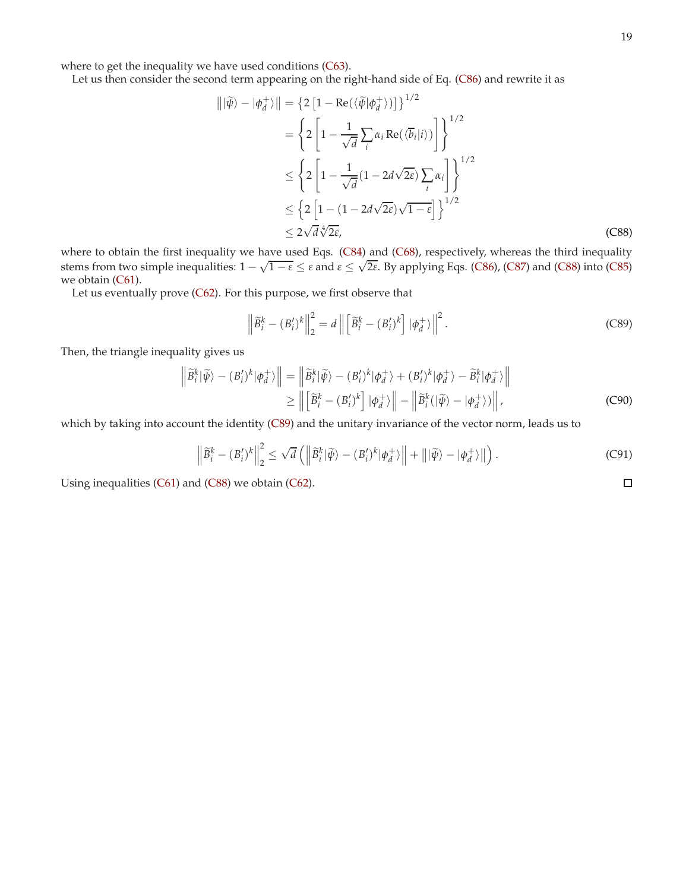where to get the inequality we have used conditions (C63).

Let us then consider the second term appearing on the right-hand side of Eq. (C86) and rewrite it as

$$
\begin{aligned}
\| |\widetilde{\psi}\rangle - |\phi_d^+\rangle \| &= \left\{ 2 \left[ 1 - \mathrm{Re}(\langle \widetilde{\psi} | \phi_d^+ \rangle) \right] \right\}^{1/2} \\
&= \left\{ 2 \left[ 1 - \frac{1}{\sqrt{d}} \sum_i \alpha_i \, \mathrm{Re}(\langle \overline{b}_i | i \rangle) \right] \right\}^{1/2} \\
&\leq \left\{ 2 \left[ 1 - \frac{1}{\sqrt{d}} (1 - 2d\sqrt{2\varepsilon}) \sum_i \alpha_i \right] \right\}^{1/2} \\
&\leq \left\{ 2 \left[ 1 - (1 - 2d\sqrt{2\varepsilon}) \sqrt{1 - \varepsilon} \right] \right\}^{1/2} \\
&\leq 2\sqrt{d} \sqrt[4]{2\varepsilon},
\end{aligned} \tag{C88}
$$

where to obtain the first inequality we have used Eqs. (C84) and (C68), respectively, whereas the third inequality stems from two simple inequalities: $1 - \sqrt{1-\varepsilon} \leq \varepsilon$ and $\varepsilon \leq \sqrt{2\varepsilon}$. By applying Eqs. (C86), (C87) and (C88) into (C85) we obtain (C61).

Let us eventually prove (C62). For this purpose, we first observe that

$$
\left\| \widetilde{B}_i^k - (B_i')^k \right\|_2^2 = d \left\| \left[ \widetilde{B}_i^k - (B_i')^k \right] |\phi_d^+\rangle \right\|^2. \tag{C89}
$$

Then, the triangle inequality gives us

$$
\begin{aligned}
\left\| \widetilde{B}_i^k |\widetilde{\psi}\rangle - (B_i')^k |\phi_d^+\rangle \right\| &= \left\| \widetilde{B}_i^k |\widetilde{\psi}\rangle - (B_i')^k |\phi_d^+\rangle + (B_i')^k |\phi_d^+\rangle - \widetilde{B}_i^k |\phi_d^+\rangle \right\| \\
&\geq \left\| \left[ \widetilde{B}_i^k - (B_i')^k \right] |\phi_d^+\rangle \right\| - \left\| \widetilde{B}_i^k (|\widetilde{\psi}\rangle - |\phi_d^+\rangle) \right\|,
\end{aligned} \tag{C90}
$$

which by taking into account the identity (C89) and the unitary invariance of the vector norm, leads us to

$$
\left\| \widetilde{B}_i^k - (B_i')^k \right\|_2^2 \leq \sqrt{d} \left( \left\| \widetilde{B}_i^k |\widetilde{\psi}\rangle - (B_i')^k |\phi_d^+\rangle \right\| + \| |\widetilde{\psi}\rangle - |\phi_d^+\rangle \| \right). \tag{C91}
$$

Using inequalities (C61) and (C88) we obtain (C62). □